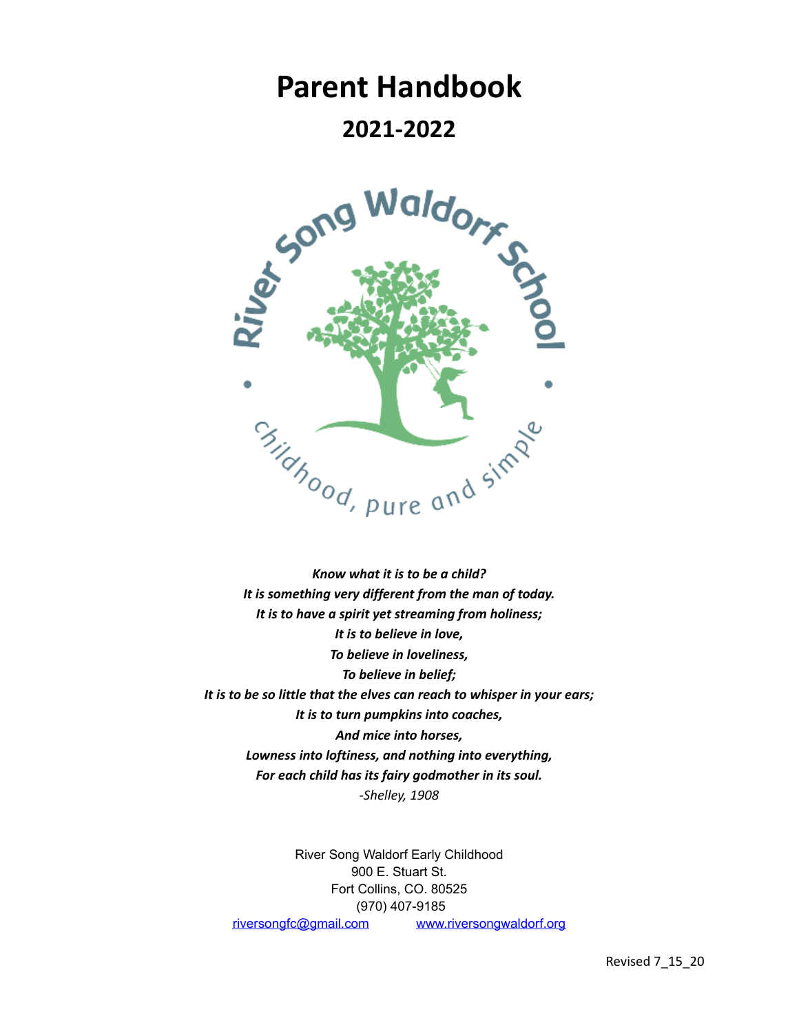# Parent Handbook

## 2021-2022

River Song Waldorf School

childhood, pure and simple

***Know what it is to be a child?***
***It is something very different from the man of today.***
***It is to have a spirit yet streaming from holiness;***
***It is to believe in love,***
***To believe in loveliness,***
***To believe in belief;***
***It is to be so little that the elves can reach to whisper in your ears;***
***It is to turn pumpkins into coaches,***
***And mice into horses,***
***Lowness into loftiness, and nothing into everything,***
***For each child has its fairy godmother in its soul.***
*-Shelley, 1908*

River Song Waldorf Early Childhood
900 E. Stuart St.
Fort Collins, CO. 80525
(970) 407-9185
riversongfc@gmail.com www.riversongwaldorf.org

Revised 7_15_20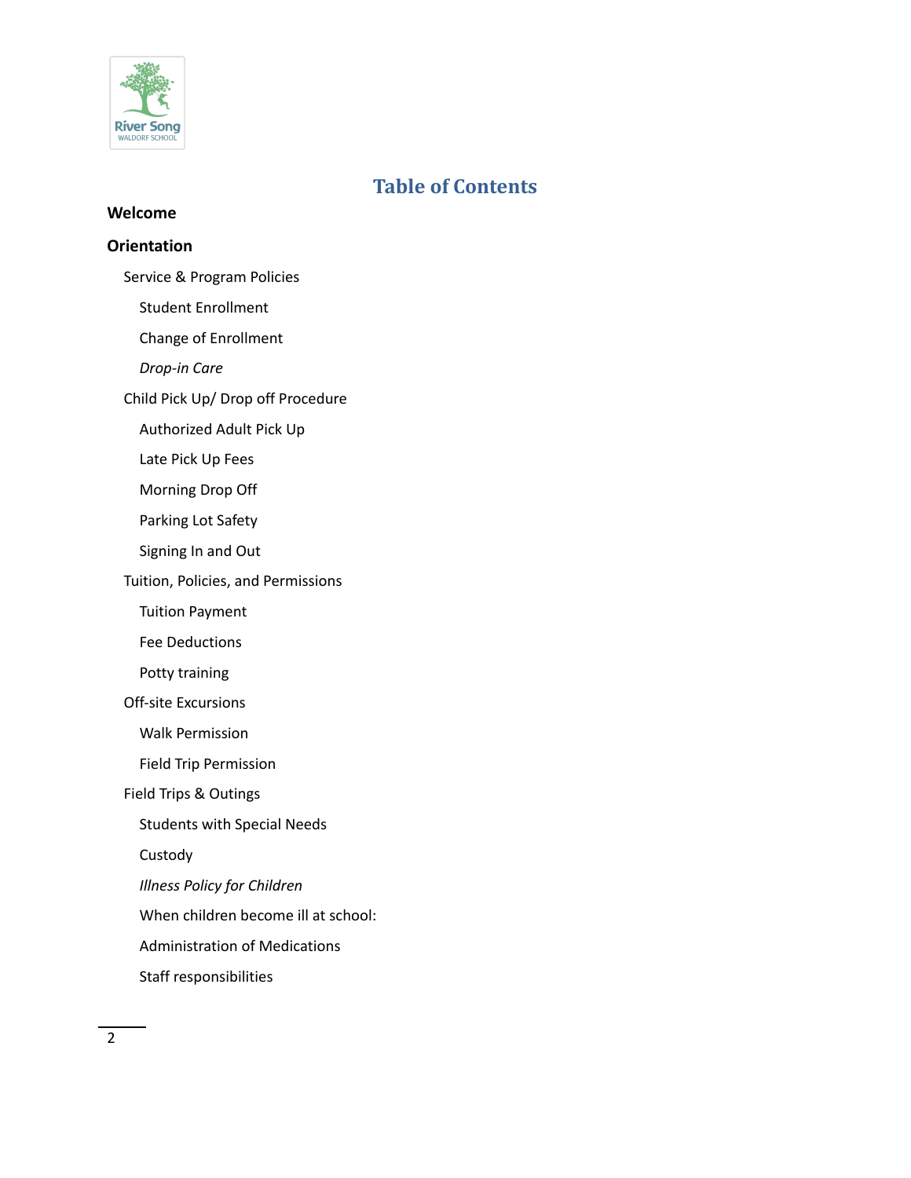# Table of Contents

**Welcome**

**Orientation**

- Service & Program Policies
  - Student Enrollment
  - Change of Enrollment
  - *Drop-in Care*
- Child Pick Up/ Drop off Procedure
  - Authorized Adult Pick Up
  - Late Pick Up Fees
  - Morning Drop Off
  - Parking Lot Safety
  - Signing In and Out
- Tuition, Policies, and Permissions
  - Tuition Payment
  - Fee Deductions
  - Potty training
- Off-site Excursions
  - Walk Permission
  - Field Trip Permission
- Field Trips & Outings
  - Students with Special Needs
  - Custody
  - *Illness Policy for Children*
  - When children become ill at school:
  - Administration of Medications
  - Staff responsibilities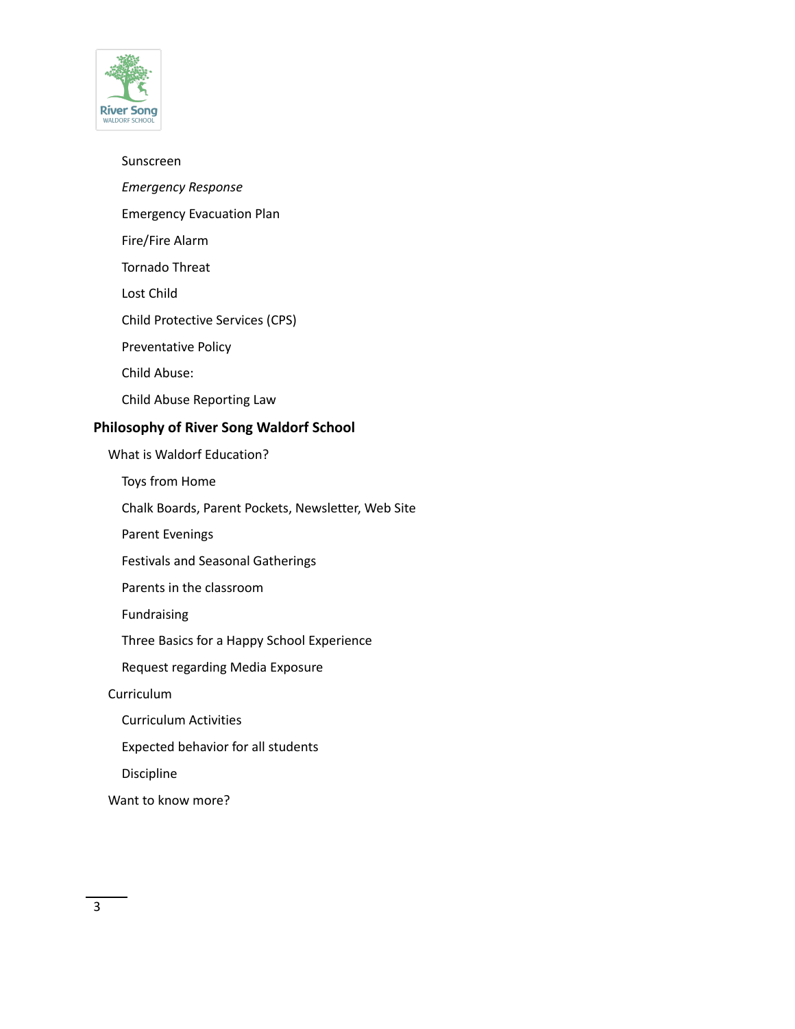Sunscreen

*Emergency Response*

Emergency Evacuation Plan

Fire/Fire Alarm

Tornado Threat

Lost Child

Child Protective Services (CPS)

Preventative Policy

Child Abuse:

Child Abuse Reporting Law

**Philosophy of River Song Waldorf School**

What is Waldorf Education?

Toys from Home

Chalk Boards, Parent Pockets, Newsletter, Web Site

Parent Evenings

Festivals and Seasonal Gatherings

Parents in the classroom

Fundraising

Three Basics for a Happy School Experience

Request regarding Media Exposure

Curriculum

Curriculum Activities

Expected behavior for all students

Discipline

Want to know more?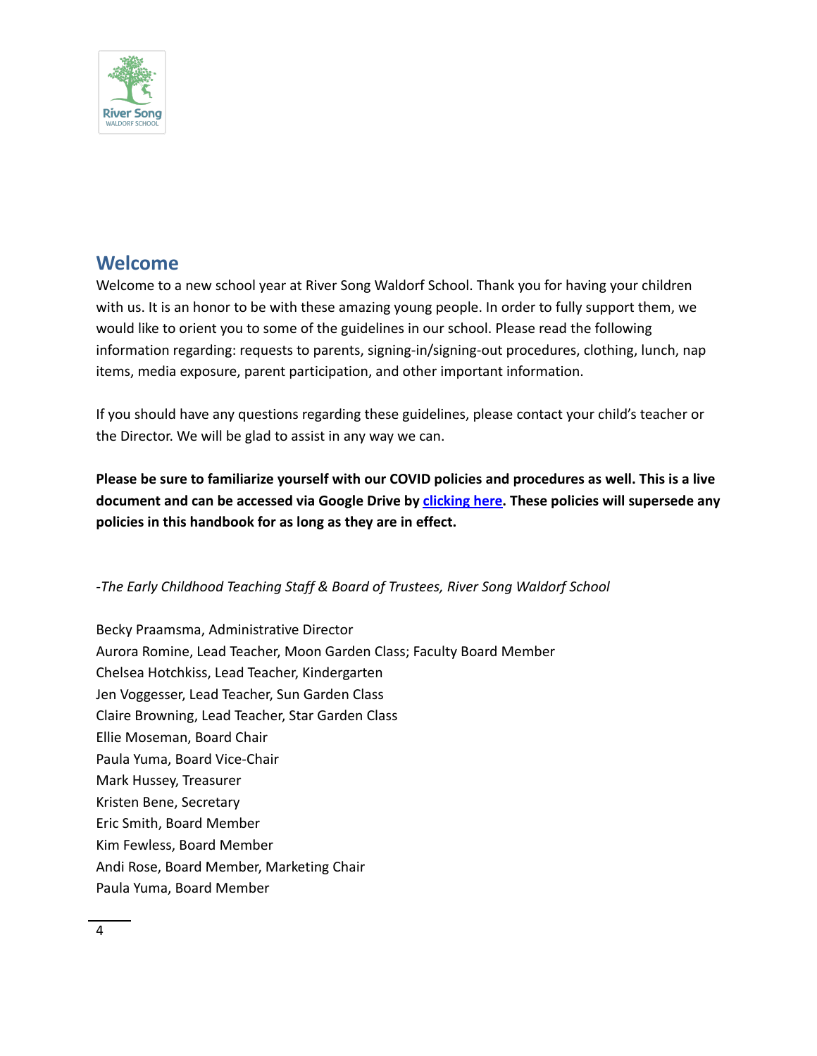## Welcome

Welcome to a new school year at River Song Waldorf School. Thank you for having your children with us. It is an honor to be with these amazing young people. In order to fully support them, we would like to orient you to some of the guidelines in our school. Please read the following information regarding: requests to parents, signing-in/signing-out procedures, clothing, lunch, nap items, media exposure, parent participation, and other important information.

If you should have any questions regarding these guidelines, please contact your child's teacher or the Director. We will be glad to assist in any way we can.

**Please be sure to familiarize yourself with our COVID policies and procedures as well. This is a live document and can be accessed via Google Drive by clicking here. These policies will supersede any policies in this handbook for as long as they are in effect.**

*-The Early Childhood Teaching Staff & Board of Trustees, River Song Waldorf School*

Becky Praamsma, Administrative Director
Aurora Romine, Lead Teacher, Moon Garden Class; Faculty Board Member
Chelsea Hotchkiss, Lead Teacher, Kindergarten
Jen Voggesser, Lead Teacher, Sun Garden Class
Claire Browning, Lead Teacher, Star Garden Class
Ellie Moseman, Board Chair
Paula Yuma, Board Vice-Chair
Mark Hussey, Treasurer
Kristen Bene, Secretary
Eric Smith, Board Member
Kim Fewless, Board Member
Andi Rose, Board Member, Marketing Chair
Paula Yuma, Board Member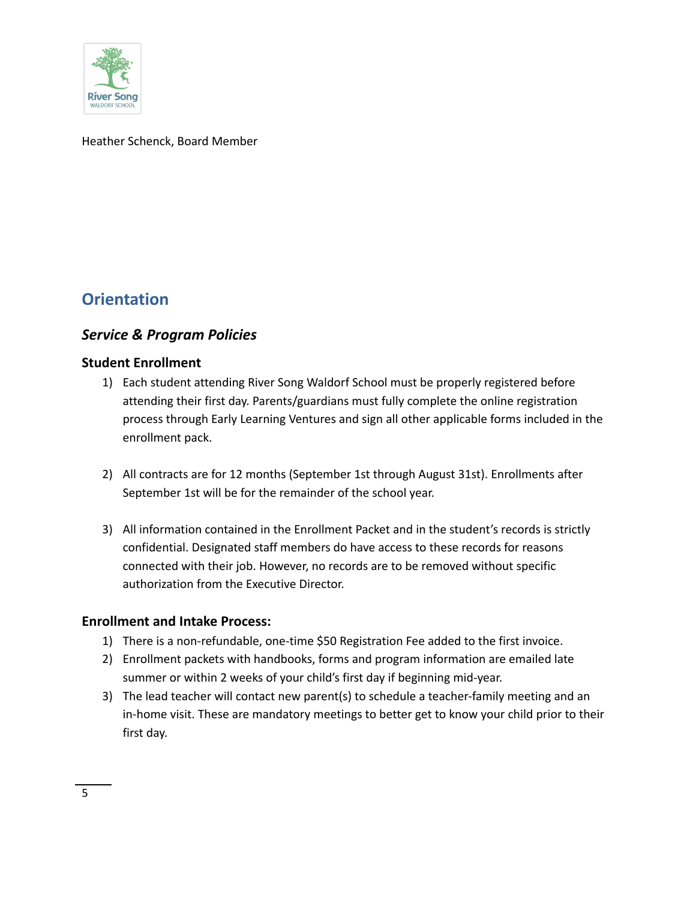Heather Schenck, Board Member

## Orientation

### *Service & Program Policies*

#### Student Enrollment

1) Each student attending River Song Waldorf School must be properly registered before attending their first day. Parents/guardians must fully complete the online registration process through Early Learning Ventures and sign all other applicable forms included in the enrollment pack.

2) All contracts are for 12 months (September 1st through August 31st). Enrollments after September 1st will be for the remainder of the school year.

3) All information contained in the Enrollment Packet and in the student's records is strictly confidential. Designated staff members do have access to these records for reasons connected with their job. However, no records are to be removed without specific authorization from the Executive Director.

#### Enrollment and Intake Process:

1) There is a non-refundable, one-time $50 Registration Fee added to the first invoice.
2) Enrollment packets with handbooks, forms and program information are emailed late summer or within 2 weeks of your child's first day if beginning mid-year.
3) The lead teacher will contact new parent(s) to schedule a teacher-family meeting and an in-home visit. These are mandatory meetings to better get to know your child prior to their first day.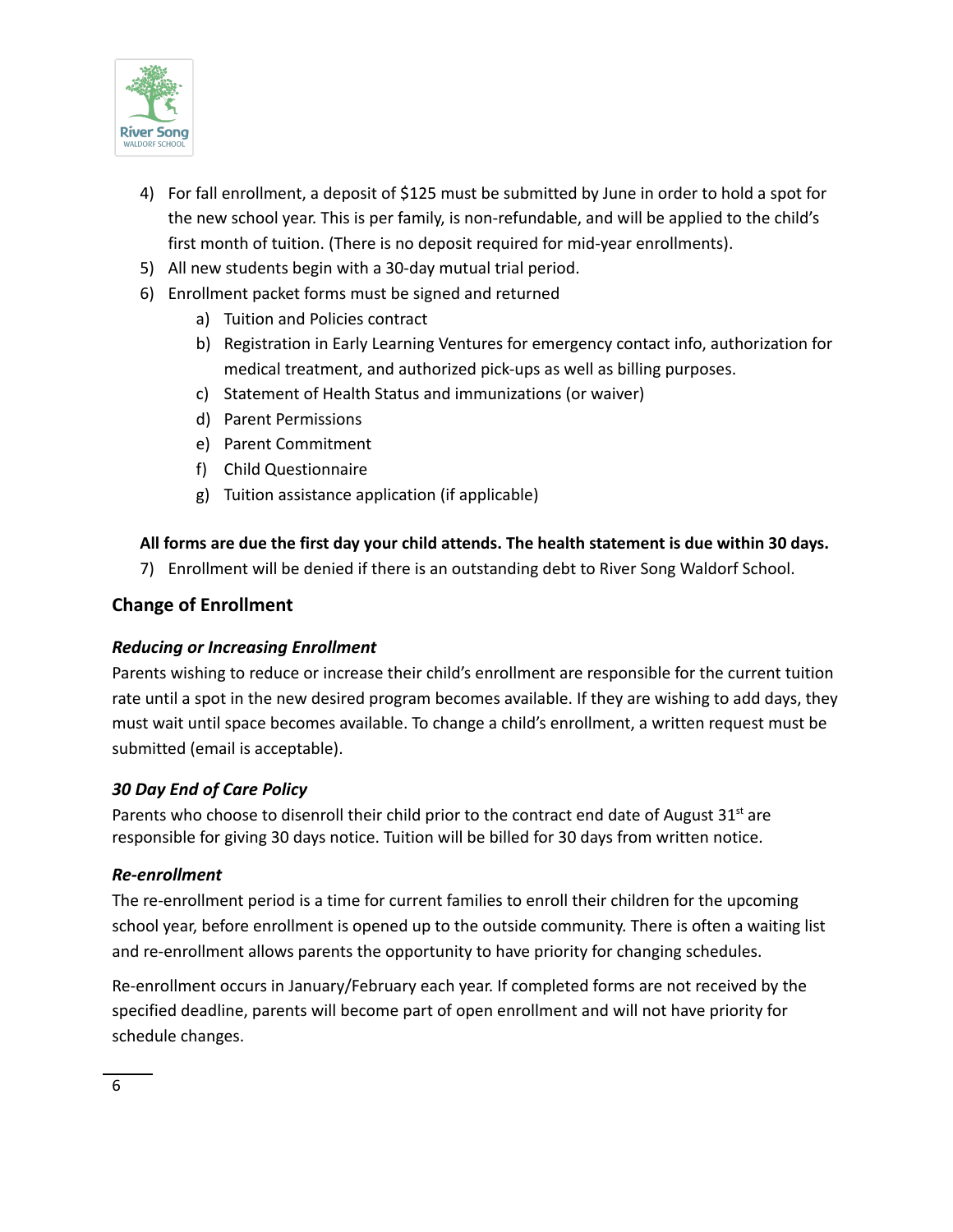4) For fall enrollment, a deposit of $125 must be submitted by June in order to hold a spot for the new school year. This is per family, is non-refundable, and will be applied to the child's first month of tuition. (There is no deposit required for mid-year enrollments).
5) All new students begin with a 30-day mutual trial period.
6) Enrollment packet forms must be signed and returned
    a) Tuition and Policies contract
    b) Registration in Early Learning Ventures for emergency contact info, authorization for medical treatment, and authorized pick-ups as well as billing purposes.
    c) Statement of Health Status and immunizations (or waiver)
    d) Parent Permissions
    e) Parent Commitment
    f) Child Questionnaire
    g) Tuition assistance application (if applicable)

**All forms are due the first day your child attends. The health statement is due within 30 days.**

7) Enrollment will be denied if there is an outstanding debt to River Song Waldorf School.

## Change of Enrollment

### *Reducing or Increasing Enrollment*

Parents wishing to reduce or increase their child's enrollment are responsible for the current tuition rate until a spot in the new desired program becomes available. If they are wishing to add days, they must wait until space becomes available. To change a child's enrollment, a written request must be submitted (email is acceptable).

### *30 Day End of Care Policy*

Parents who choose to disenroll their child prior to the contract end date of August 31st are responsible for giving 30 days notice. Tuition will be billed for 30 days from written notice.

### *Re-enrollment*

The re-enrollment period is a time for current families to enroll their children for the upcoming school year, before enrollment is opened up to the outside community. There is often a waiting list and re-enrollment allows parents the opportunity to have priority for changing schedules.

Re-enrollment occurs in January/February each year. If completed forms are not received by the specified deadline, parents will become part of open enrollment and will not have priority for schedule changes.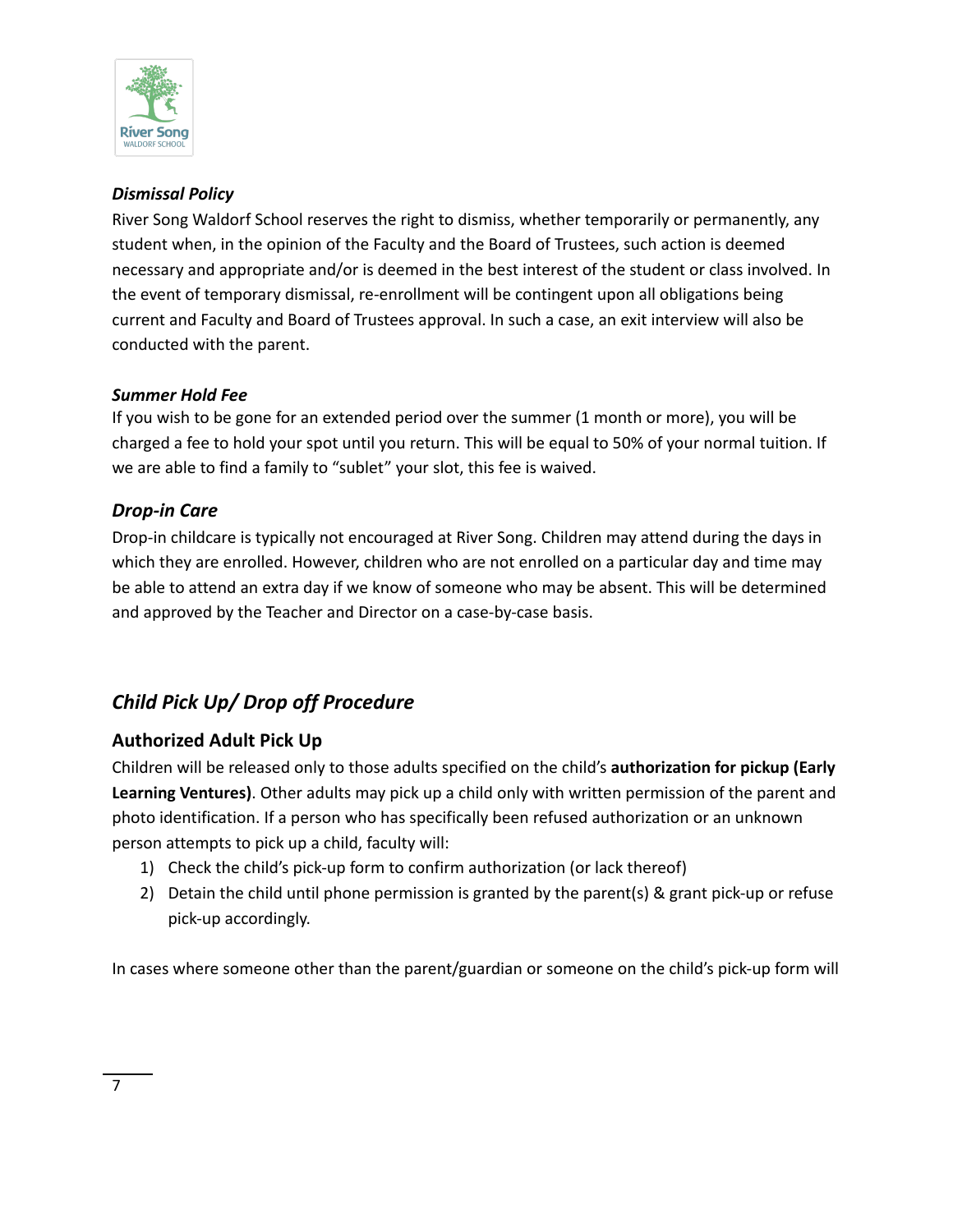### *Dismissal Policy*

River Song Waldorf School reserves the right to dismiss, whether temporarily or permanently, any student when, in the opinion of the Faculty and the Board of Trustees, such action is deemed necessary and appropriate and/or is deemed in the best interest of the student or class involved. In the event of temporary dismissal, re-enrollment will be contingent upon all obligations being current and Faculty and Board of Trustees approval. In such a case, an exit interview will also be conducted with the parent.

### *Summer Hold Fee*

If you wish to be gone for an extended period over the summer (1 month or more), you will be charged a fee to hold your spot until you return. This will be equal to 50% of your normal tuition. If we are able to find a family to "sublet" your slot, this fee is waived.

### *Drop-in Care*

Drop-in childcare is typically not encouraged at River Song. Children may attend during the days in which they are enrolled. However, children who are not enrolled on a particular day and time may be able to attend an extra day if we know of someone who may be absent. This will be determined and approved by the Teacher and Director on a case-by-case basis.

## *Child Pick Up/ Drop off Procedure*

### Authorized Adult Pick Up

Children will be released only to those adults specified on the child's **authorization for pickup (Early Learning Ventures)**. Other adults may pick up a child only with written permission of the parent and photo identification. If a person who has specifically been refused authorization or an unknown person attempts to pick up a child, faculty will:

1) Check the child's pick-up form to confirm authorization (or lack thereof)
2) Detain the child until phone permission is granted by the parent(s) & grant pick-up or refuse pick-up accordingly.

In cases where someone other than the parent/guardian or someone on the child's pick-up form will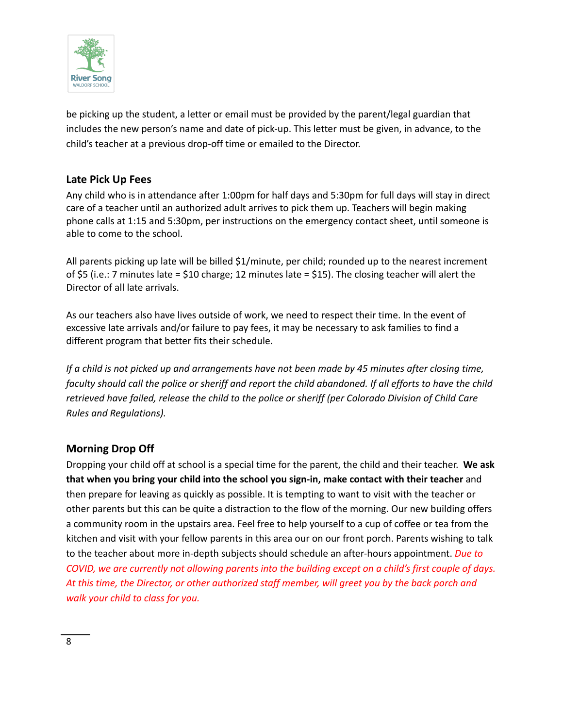be picking up the student, a letter or email must be provided by the parent/legal guardian that includes the new person's name and date of pick-up. This letter must be given, in advance, to the child's teacher at a previous drop-off time or emailed to the Director.

### Late Pick Up Fees

Any child who is in attendance after 1:00pm for half days and 5:30pm for full days will stay in direct care of a teacher until an authorized adult arrives to pick them up. Teachers will begin making phone calls at 1:15 and 5:30pm, per instructions on the emergency contact sheet, until someone is able to come to the school.

All parents picking up late will be billed $1/minute, per child; rounded up to the nearest increment of $5 (i.e.: 7 minutes late = $10 charge; 12 minutes late = $15). The closing teacher will alert the Director of all late arrivals.

As our teachers also have lives outside of work, we need to respect their time. In the event of excessive late arrivals and/or failure to pay fees, it may be necessary to ask families to find a different program that better fits their schedule.

*If a child is not picked up and arrangements have not been made by 45 minutes after closing time, faculty should call the police or sheriff and report the child abandoned. If all efforts to have the child retrieved have failed, release the child to the police or sheriff (per Colorado Division of Child Care Rules and Regulations).*

### Morning Drop Off

Dropping your child off at school is a special time for the parent, the child and their teacher. **We ask that when you bring your child into the school you sign-in, make contact with their teacher** and then prepare for leaving as quickly as possible. It is tempting to want to visit with the teacher or other parents but this can be quite a distraction to the flow of the morning. Our new building offers a community room in the upstairs area. Feel free to help yourself to a cup of coffee or tea from the kitchen and visit with your fellow parents in this area our on our front porch. Parents wishing to talk to the teacher about more in-depth subjects should schedule an after-hours appointment. *Due to COVID, we are currently not allowing parents into the building except on a child's first couple of days. At this time, the Director, or other authorized staff member, will greet you by the back porch and walk your child to class for you.*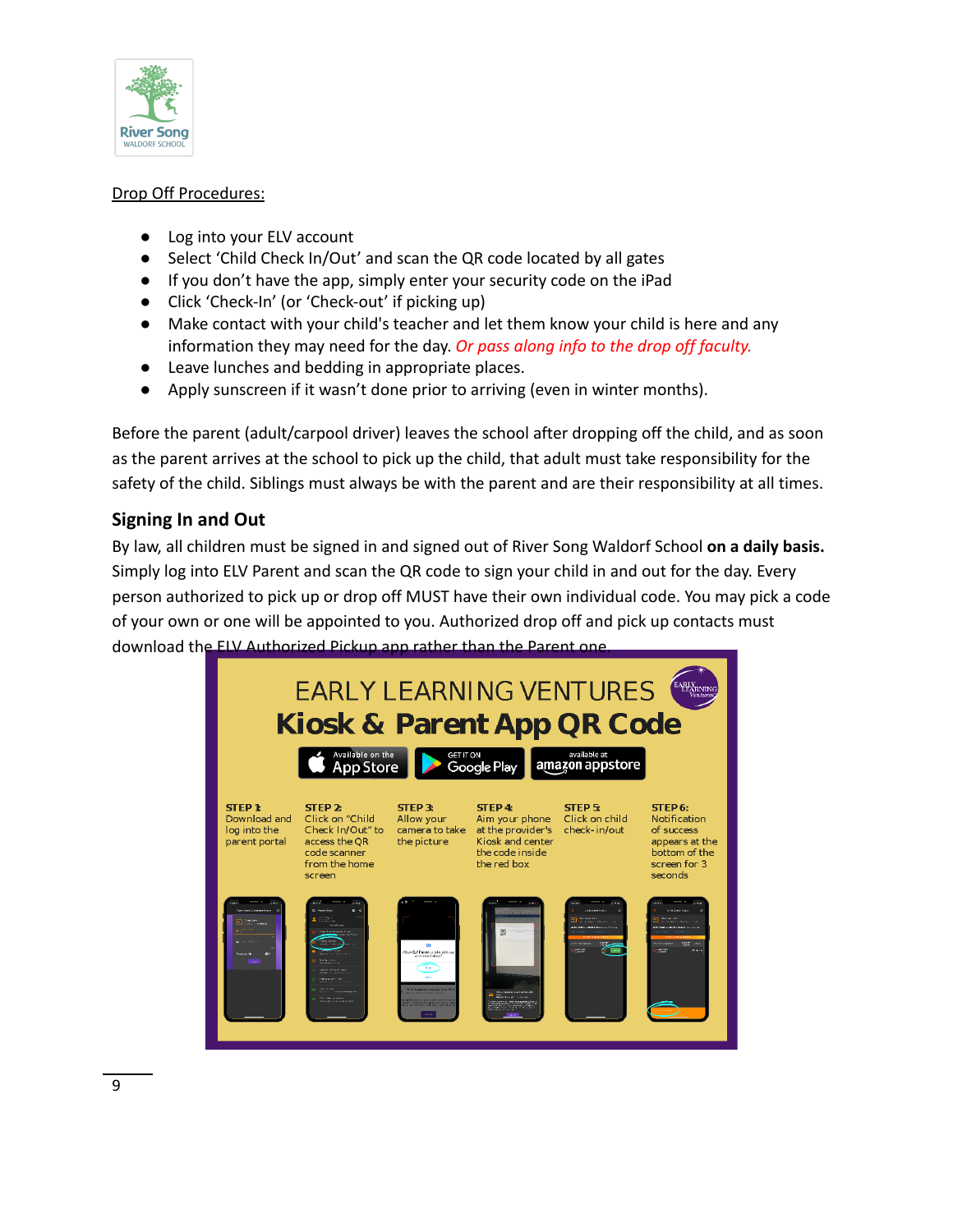Drop Off Procedures:

- Log into your ELV account
- Select 'Child Check In/Out' and scan the QR code located by all gates
- If you don't have the app, simply enter your security code on the iPad
- Click 'Check-In' (or 'Check-out' if picking up)
- Make contact with your child's teacher and let them know your child is here and any information they may need for the day. *Or pass along info to the drop off faculty.*
- Leave lunches and bedding in appropriate places.
- Apply sunscreen if it wasn't done prior to arriving (even in winter months).

Before the parent (adult/carpool driver) leaves the school after dropping off the child, and as soon as the parent arrives at the school to pick up the child, that adult must take responsibility for the safety of the child. Siblings must always be with the parent and are their responsibility at all times.

## Signing In and Out

By law, all children must be signed in and signed out of River Song Waldorf School **on a daily basis.** Simply log into ELV Parent and scan the QR code to sign your child in and out for the day. Every person authorized to pick up or drop off MUST have their own individual code. You may pick a code of your own or one will be appointed to you. Authorized drop off and pick up contacts must download the ELV Authorized Pickup app rather than the Parent one.

EARLY LEARNING VENTURES
Kiosk & Parent App QR Code

STEP 1: Download and log into the parent portal

STEP 2: Click on "Child Check In/Out" to access the QR code scanner from the home screen

STEP 3: Allow your camera to take the picture

STEP 4: Aim your phone at the provider's Kiosk and center the code inside the red box

STEP 5: Click on child check-in/out

STEP 6: Notification of success appears at the bottom of the screen for 3 seconds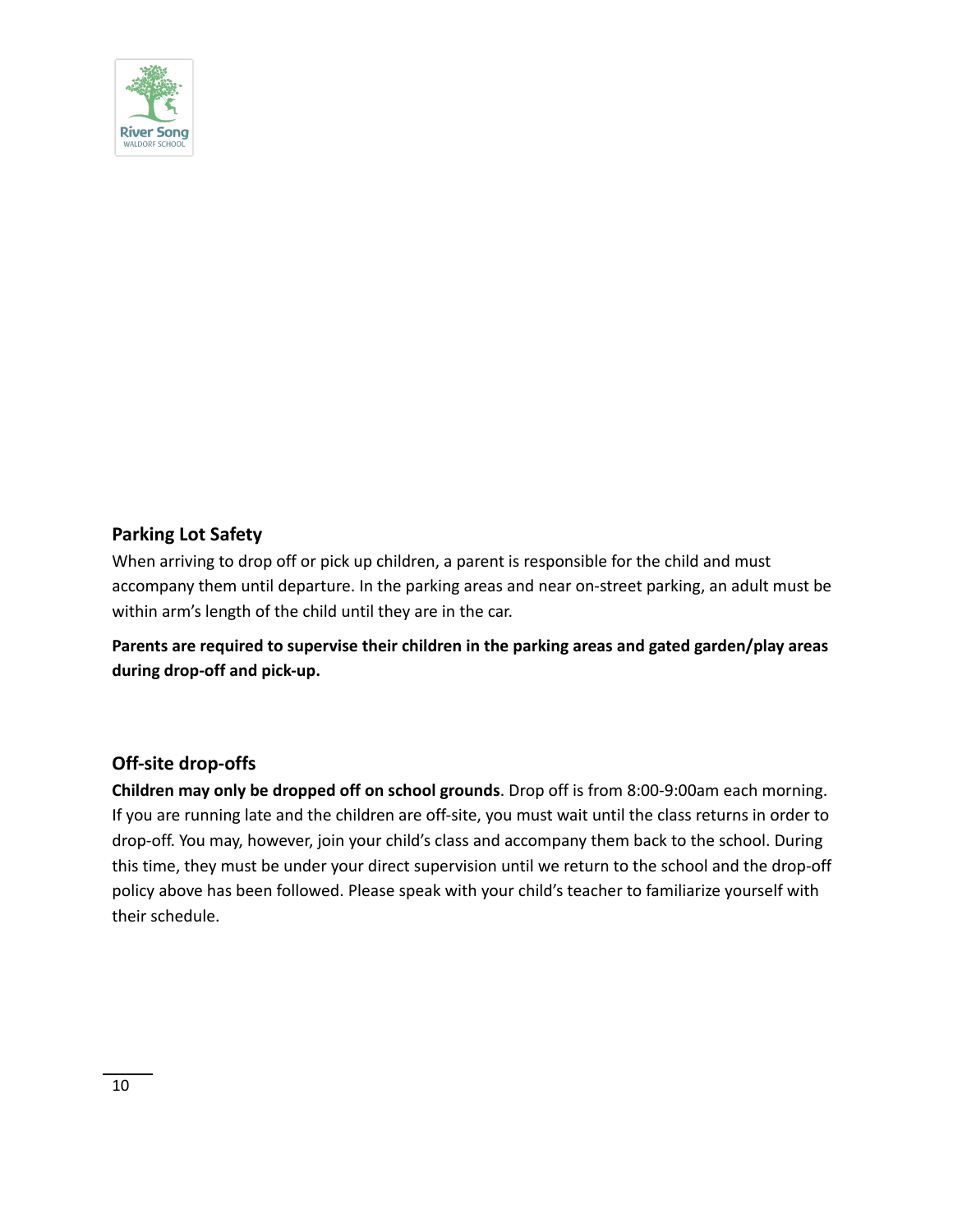## Parking Lot Safety

When arriving to drop off or pick up children, a parent is responsible for the child and must accompany them until departure. In the parking areas and near on-street parking, an adult must be within arm's length of the child until they are in the car.

**Parents are required to supervise their children in the parking areas and gated garden/play areas during drop-off and pick-up.**

## Off-site drop-offs

**Children may only be dropped off on school grounds**. Drop off is from 8:00-9:00am each morning. If you are running late and the children are off-site, you must wait until the class returns in order to drop-off. You may, however, join your child's class and accompany them back to the school. During this time, they must be under your direct supervision until we return to the school and the drop-off policy above has been followed. Please speak with your child's teacher to familiarize yourself with their schedule.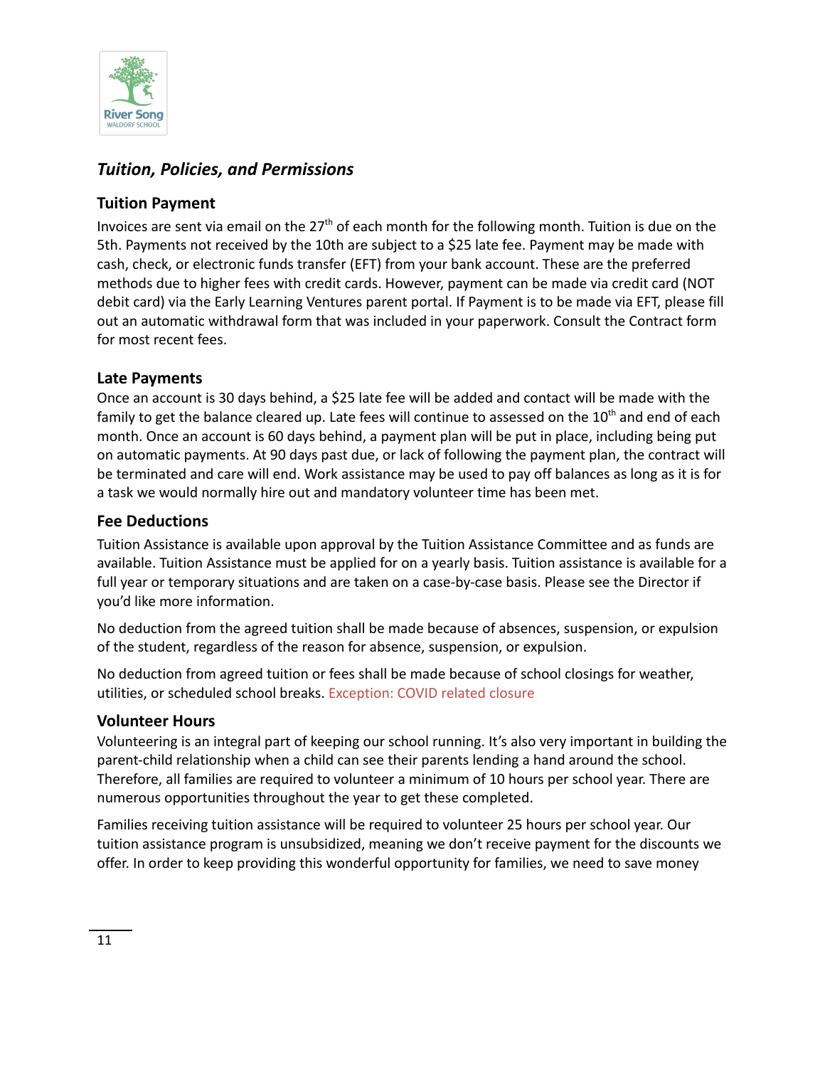## *Tuition, Policies, and Permissions*

### Tuition Payment

Invoices are sent via email on the 27th of each month for the following month. Tuition is due on the 5th. Payments not received by the 10th are subject to a $25 late fee. Payment may be made with cash, check, or electronic funds transfer (EFT) from your bank account. These are the preferred methods due to higher fees with credit cards. However, payment can be made via credit card (NOT debit card) via the Early Learning Ventures parent portal. If Payment is to be made via EFT, please fill out an automatic withdrawal form that was included in your paperwork. Consult the Contract form for most recent fees.

### Late Payments

Once an account is 30 days behind, a $25 late fee will be added and contact will be made with the family to get the balance cleared up. Late fees will continue to assessed on the 10th and end of each month. Once an account is 60 days behind, a payment plan will be put in place, including being put on automatic payments. At 90 days past due, or lack of following the payment plan, the contract will be terminated and care will end. Work assistance may be used to pay off balances as long as it is for a task we would normally hire out and mandatory volunteer time has been met.

### Fee Deductions

Tuition Assistance is available upon approval by the Tuition Assistance Committee and as funds are available. Tuition Assistance must be applied for on a yearly basis. Tuition assistance is available for a full year or temporary situations and are taken on a case-by-case basis. Please see the Director if you'd like more information.

No deduction from the agreed tuition shall be made because of absences, suspension, or expulsion of the student, regardless of the reason for absence, suspension, or expulsion.

No deduction from agreed tuition or fees shall be made because of school closings for weather, utilities, or scheduled school breaks. Exception: COVID related closure

### Volunteer Hours

Volunteering is an integral part of keeping our school running. It's also very important in building the parent-child relationship when a child can see their parents lending a hand around the school. Therefore, all families are required to volunteer a minimum of 10 hours per school year. There are numerous opportunities throughout the year to get these completed.

Families receiving tuition assistance will be required to volunteer 25 hours per school year. Our tuition assistance program is unsubsidized, meaning we don't receive payment for the discounts we offer. In order to keep providing this wonderful opportunity for families, we need to save money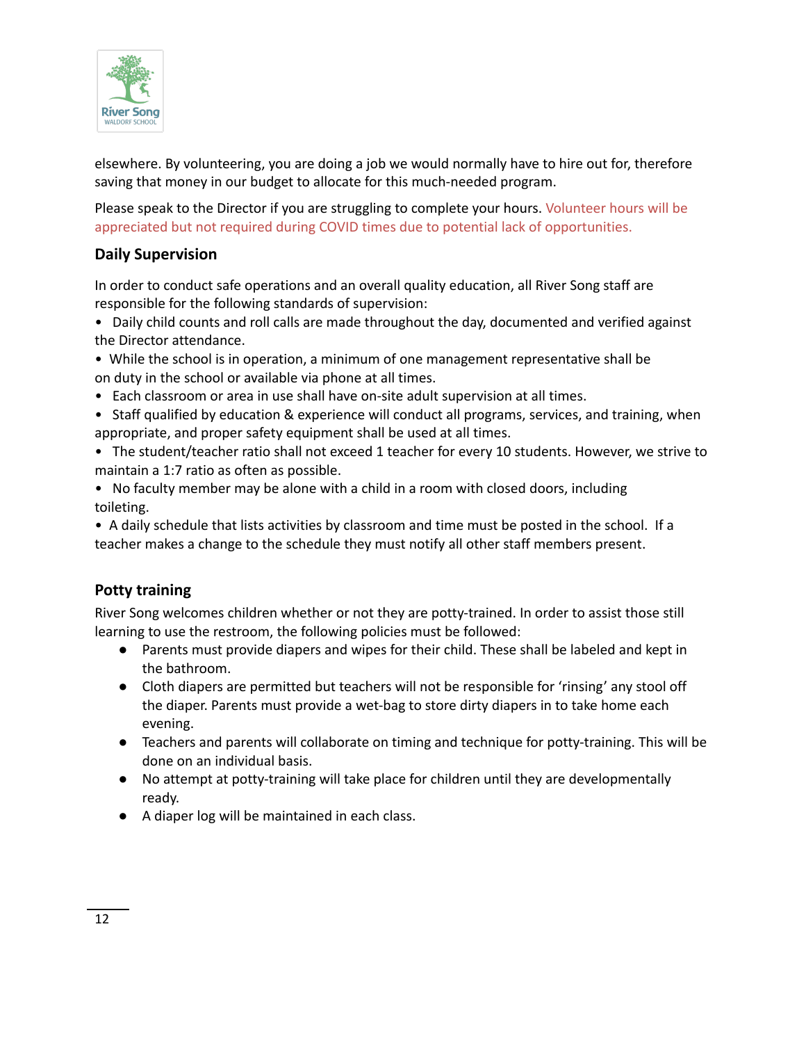elsewhere. By volunteering, you are doing a job we would normally have to hire out for, therefore saving that money in our budget to allocate for this much-needed program.

Please speak to the Director if you are struggling to complete your hours. Volunteer hours will be appreciated but not required during COVID times due to potential lack of opportunities.

### Daily Supervision

In order to conduct safe operations and an overall quality education, all River Song staff are responsible for the following standards of supervision:

- Daily child counts and roll calls are made throughout the day, documented and verified against the Director attendance.
- While the school is in operation, a minimum of one management representative shall be on duty in the school or available via phone at all times.
- Each classroom or area in use shall have on-site adult supervision at all times.
- Staff qualified by education & experience will conduct all programs, services, and training, when appropriate, and proper safety equipment shall be used at all times.
- The student/teacher ratio shall not exceed 1 teacher for every 10 students. However, we strive to maintain a 1:7 ratio as often as possible.
- No faculty member may be alone with a child in a room with closed doors, including toileting.
- A daily schedule that lists activities by classroom and time must be posted in the school. If a teacher makes a change to the schedule they must notify all other staff members present.

### Potty training

River Song welcomes children whether or not they are potty-trained. In order to assist those still learning to use the restroom, the following policies must be followed:

- Parents must provide diapers and wipes for their child. These shall be labeled and kept in the bathroom.
- Cloth diapers are permitted but teachers will not be responsible for 'rinsing' any stool off the diaper. Parents must provide a wet-bag to store dirty diapers in to take home each evening.
- Teachers and parents will collaborate on timing and technique for potty-training. This will be done on an individual basis.
- No attempt at potty-training will take place for children until they are developmentally ready.
- A diaper log will be maintained in each class.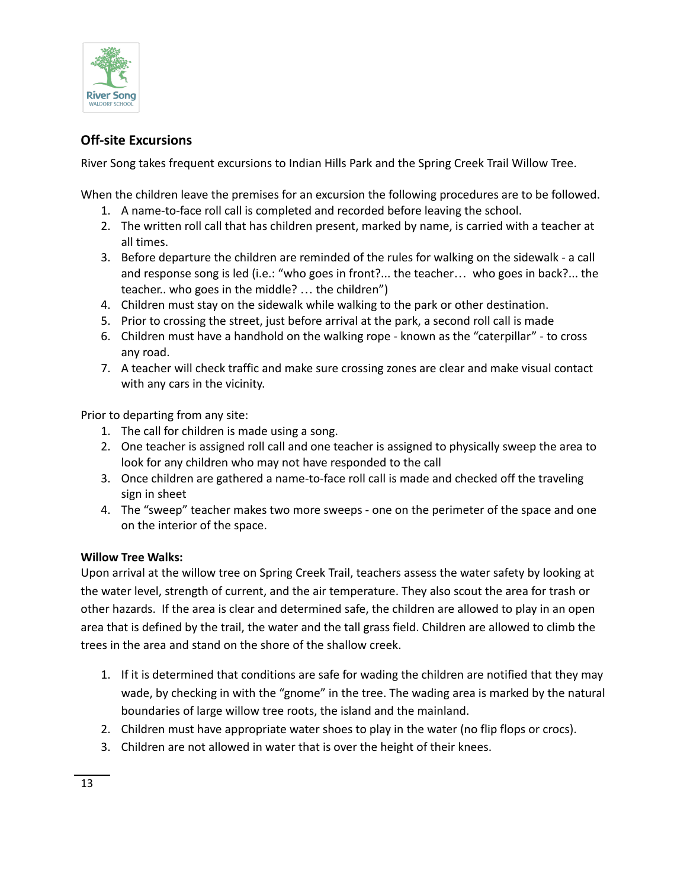## Off-site Excursions

River Song takes frequent excursions to Indian Hills Park and the Spring Creek Trail Willow Tree.

When the children leave the premises for an excursion the following procedures are to be followed.

1. A name-to-face roll call is completed and recorded before leaving the school.
2. The written roll call that has children present, marked by name, is carried with a teacher at all times.
3. Before departure the children are reminded of the rules for walking on the sidewalk - a call and response song is led (i.e.: "who goes in front?... the teacher… who goes in back?... the teacher.. who goes in the middle? … the children")
4. Children must stay on the sidewalk while walking to the park or other destination.
5. Prior to crossing the street, just before arrival at the park, a second roll call is made
6. Children must have a handhold on the walking rope - known as the "caterpillar" - to cross any road.
7. A teacher will check traffic and make sure crossing zones are clear and make visual contact with any cars in the vicinity.

Prior to departing from any site:

1. The call for children is made using a song.
2. One teacher is assigned roll call and one teacher is assigned to physically sweep the area to look for any children who may not have responded to the call
3. Once children are gathered a name-to-face roll call is made and checked off the traveling sign in sheet
4. The "sweep" teacher makes two more sweeps - one on the perimeter of the space and one on the interior of the space.

**Willow Tree Walks:**

Upon arrival at the willow tree on Spring Creek Trail, teachers assess the water safety by looking at the water level, strength of current, and the air temperature. They also scout the area for trash or other hazards. If the area is clear and determined safe, the children are allowed to play in an open area that is defined by the trail, the water and the tall grass field. Children are allowed to climb the trees in the area and stand on the shore of the shallow creek.

1. If it is determined that conditions are safe for wading the children are notified that they may wade, by checking in with the "gnome" in the tree. The wading area is marked by the natural boundaries of large willow tree roots, the island and the mainland.
2. Children must have appropriate water shoes to play in the water (no flip flops or crocs).
3. Children are not allowed in water that is over the height of their knees.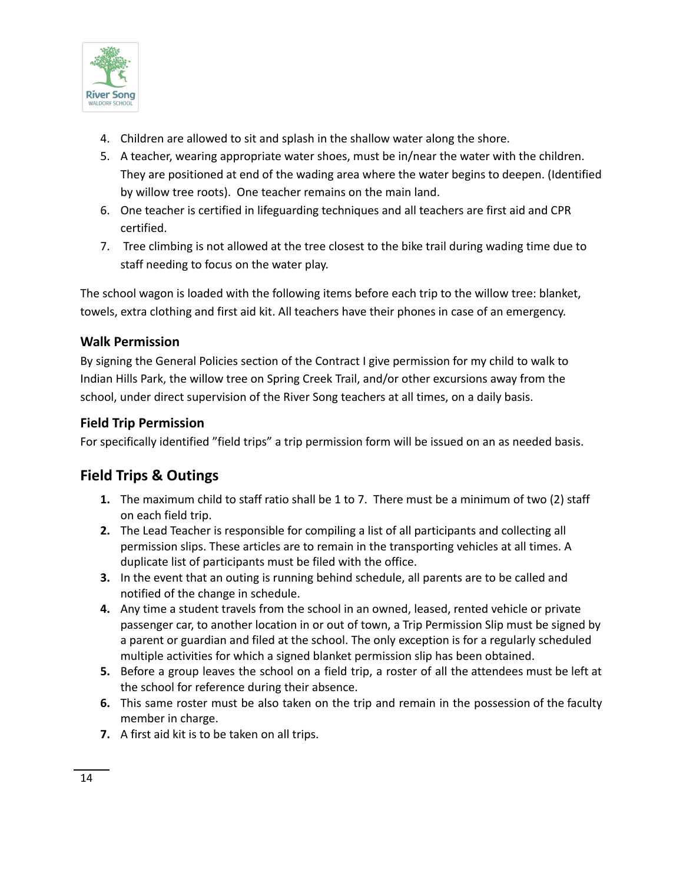4. Children are allowed to sit and splash in the shallow water along the shore.
5. A teacher, wearing appropriate water shoes, must be in/near the water with the children. They are positioned at end of the wading area where the water begins to deepen. (Identified by willow tree roots). One teacher remains on the main land.
6. One teacher is certified in lifeguarding techniques and all teachers are first aid and CPR certified.
7. Tree climbing is not allowed at the tree closest to the bike trail during wading time due to staff needing to focus on the water play.

The school wagon is loaded with the following items before each trip to the willow tree: blanket, towels, extra clothing and first aid kit. All teachers have their phones in case of an emergency.

### Walk Permission

By signing the General Policies section of the Contract I give permission for my child to walk to Indian Hills Park, the willow tree on Spring Creek Trail, and/or other excursions away from the school, under direct supervision of the River Song teachers at all times, on a daily basis.

### Field Trip Permission

For specifically identified "field trips" a trip permission form will be issued on an as needed basis.

## Field Trips & Outings

1. The maximum child to staff ratio shall be 1 to 7. There must be a minimum of two (2) staff on each field trip.
2. The Lead Teacher is responsible for compiling a list of all participants and collecting all permission slips. These articles are to remain in the transporting vehicles at all times. A duplicate list of participants must be filed with the office.
3. In the event that an outing is running behind schedule, all parents are to be called and notified of the change in schedule.
4. Any time a student travels from the school in an owned, leased, rented vehicle or private passenger car, to another location in or out of town, a Trip Permission Slip must be signed by a parent or guardian and filed at the school. The only exception is for a regularly scheduled multiple activities for which a signed blanket permission slip has been obtained.
5. Before a group leaves the school on a field trip, a roster of all the attendees must be left at the school for reference during their absence.
6. This same roster must be also taken on the trip and remain in the possession of the faculty member in charge.
7. A first aid kit is to be taken on all trips.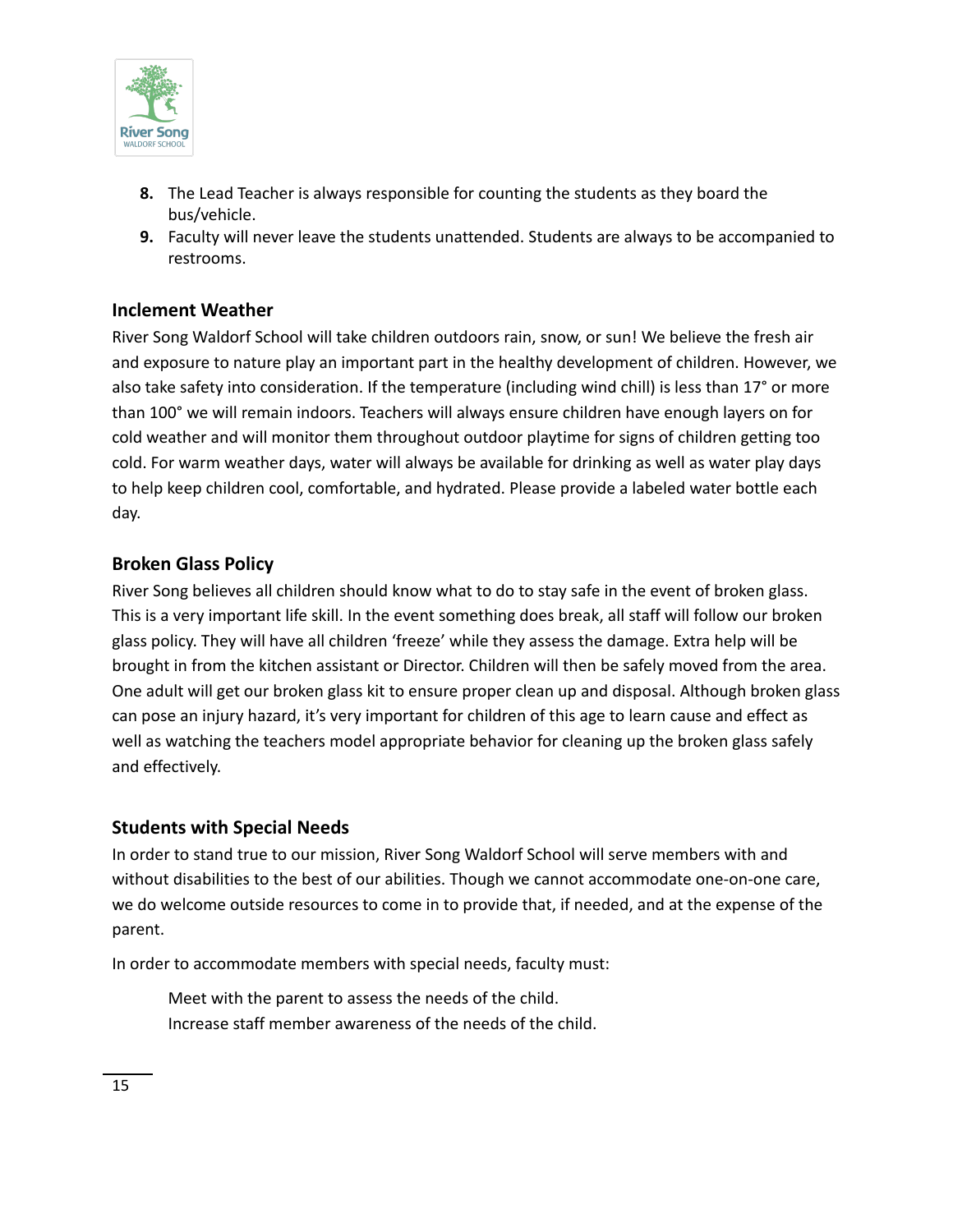8. The Lead Teacher is always responsible for counting the students as they board the bus/vehicle.
9. Faculty will never leave the students unattended. Students are always to be accompanied to restrooms.

### Inclement Weather

River Song Waldorf School will take children outdoors rain, snow, or sun! We believe the fresh air and exposure to nature play an important part in the healthy development of children. However, we also take safety into consideration. If the temperature (including wind chill) is less than 17° or more than 100° we will remain indoors. Teachers will always ensure children have enough layers on for cold weather and will monitor them throughout outdoor playtime for signs of children getting too cold. For warm weather days, water will always be available for drinking as well as water play days to help keep children cool, comfortable, and hydrated. Please provide a labeled water bottle each day.

### Broken Glass Policy

River Song believes all children should know what to do to stay safe in the event of broken glass. This is a very important life skill. In the event something does break, all staff will follow our broken glass policy. They will have all children 'freeze' while they assess the damage. Extra help will be brought in from the kitchen assistant or Director. Children will then be safely moved from the area. One adult will get our broken glass kit to ensure proper clean up and disposal. Although broken glass can pose an injury hazard, it's very important for children of this age to learn cause and effect as well as watching the teachers model appropriate behavior for cleaning up the broken glass safely and effectively.

### Students with Special Needs

In order to stand true to our mission, River Song Waldorf School will serve members with and without disabilities to the best of our abilities. Though we cannot accommodate one-on-one care, we do welcome outside resources to come in to provide that, if needed, and at the expense of the parent.

In order to accommodate members with special needs, faculty must:

Meet with the parent to assess the needs of the child.
Increase staff member awareness of the needs of the child.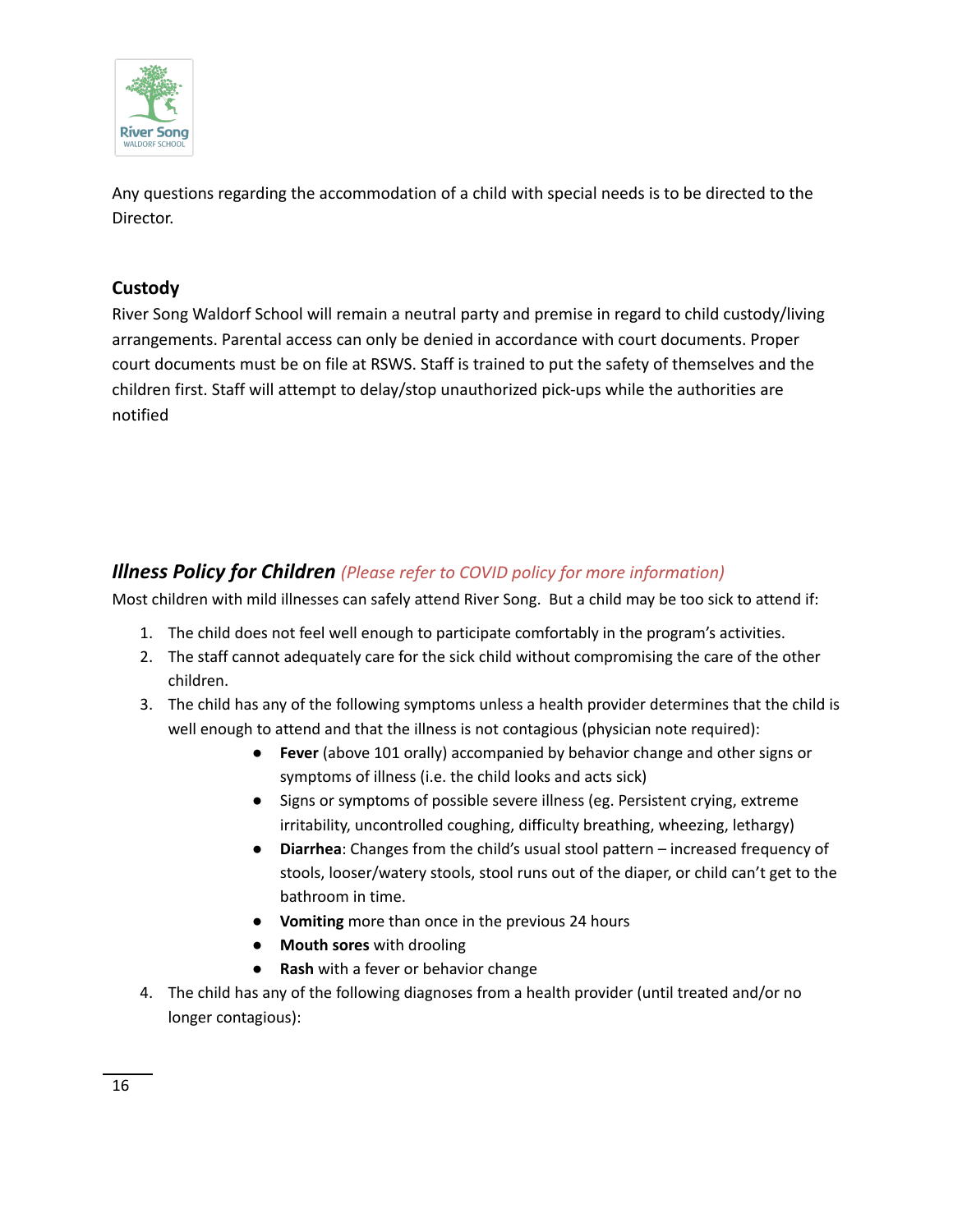Any questions regarding the accommodation of a child with special needs is to be directed to the Director.

## Custody

River Song Waldorf School will remain a neutral party and premise in regard to child custody/living arrangements. Parental access can only be denied in accordance with court documents. Proper court documents must be on file at RSWS. Staff is trained to put the safety of themselves and the children first. Staff will attempt to delay/stop unauthorized pick-ups while the authorities are notified

## *Illness Policy for Children* *(Please refer to COVID policy for more information)*

Most children with mild illnesses can safely attend River Song. But a child may be too sick to attend if:

1. The child does not feel well enough to participate comfortably in the program's activities.
2. The staff cannot adequately care for the sick child without compromising the care of the other children.
3. The child has any of the following symptoms unless a health provider determines that the child is well enough to attend and that the illness is not contagious (physician note required):
   - **Fever** (above 101 orally) accompanied by behavior change and other signs or symptoms of illness (i.e. the child looks and acts sick)
   - Signs or symptoms of possible severe illness (eg. Persistent crying, extreme irritability, uncontrolled coughing, difficulty breathing, wheezing, lethargy)
   - **Diarrhea**: Changes from the child's usual stool pattern – increased frequency of stools, looser/watery stools, stool runs out of the diaper, or child can't get to the bathroom in time.
   - **Vomiting** more than once in the previous 24 hours
   - **Mouth sores** with drooling
   - **Rash** with a fever or behavior change
4. The child has any of the following diagnoses from a health provider (until treated and/or no longer contagious):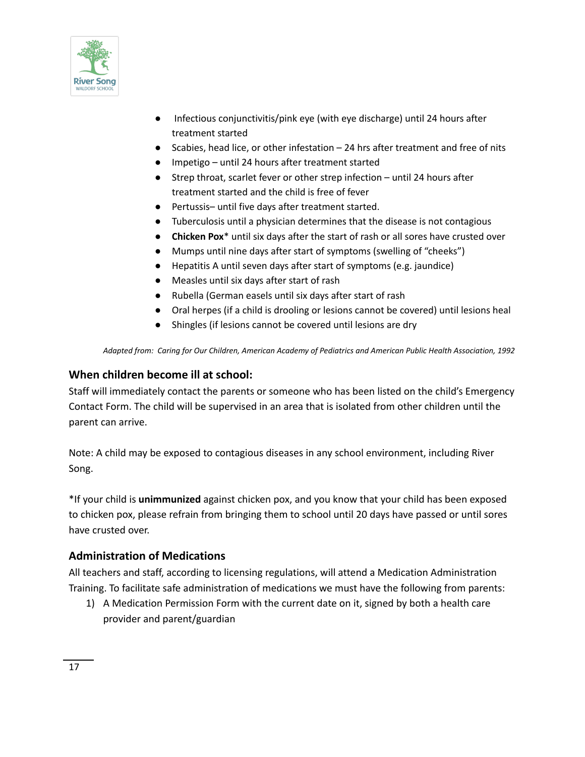- Infectious conjunctivitis/pink eye (with eye discharge) until 24 hours after treatment started
- Scabies, head lice, or other infestation – 24 hrs after treatment and free of nits
- Impetigo – until 24 hours after treatment started
- Strep throat, scarlet fever or other strep infection – until 24 hours after treatment started and the child is free of fever
- Pertussis– until five days after treatment started.
- Tuberculosis until a physician determines that the disease is not contagious
- **Chicken Pox*** until six days after the start of rash or all sores have crusted over
- Mumps until nine days after start of symptoms (swelling of "cheeks")
- Hepatitis A until seven days after start of symptoms (e.g. jaundice)
- Measles until six days after start of rash
- Rubella (German easels until six days after start of rash
- Oral herpes (if a child is drooling or lesions cannot be covered) until lesions heal
- Shingles (if lesions cannot be covered until lesions are dry

*Adapted from: Caring for Our Children, American Academy of Pediatrics and American Public Health Association, 1992*

### When children become ill at school:

Staff will immediately contact the parents or someone who has been listed on the child's Emergency Contact Form. The child will be supervised in an area that is isolated from other children until the parent can arrive.

Note: A child may be exposed to contagious diseases in any school environment, including River Song.

*If your child is **unimmunized** against chicken pox, and you know that your child has been exposed to chicken pox, please refrain from bringing them to school until 20 days have passed or until sores have crusted over.

### Administration of Medications

All teachers and staff, according to licensing regulations, will attend a Medication Administration Training. To facilitate safe administration of medications we must have the following from parents:

1) A Medication Permission Form with the current date on it, signed by both a health care provider and parent/guardian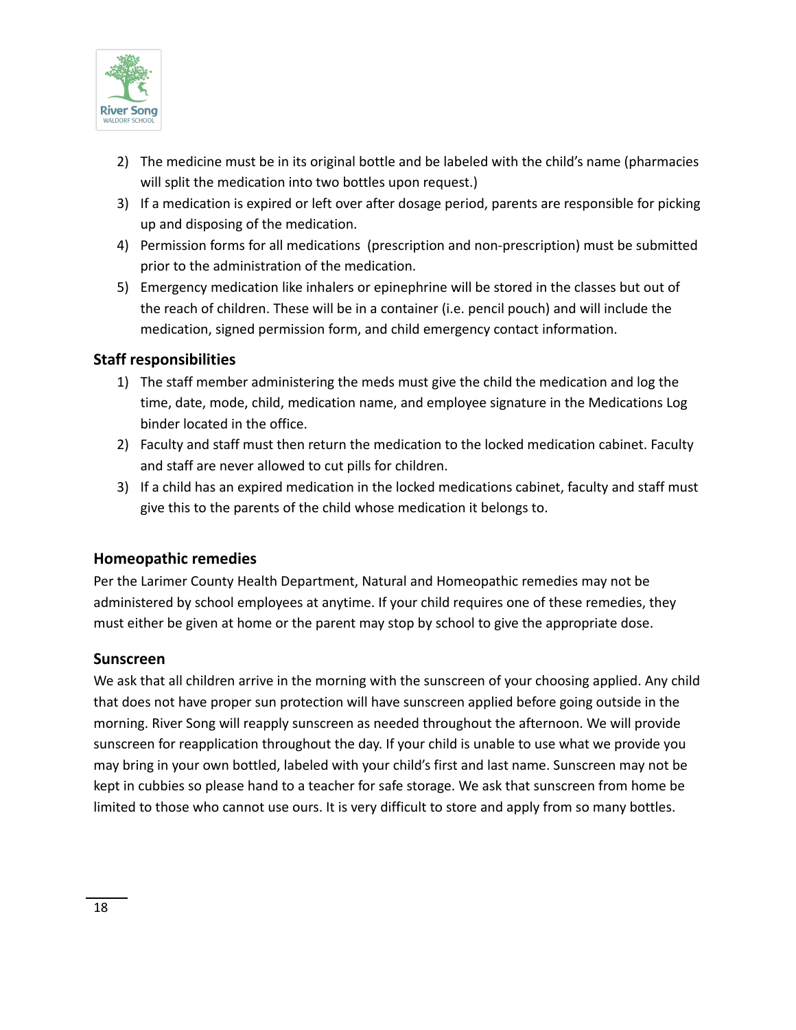2) The medicine must be in its original bottle and be labeled with the child's name (pharmacies will split the medication into two bottles upon request.)
3) If a medication is expired or left over after dosage period, parents are responsible for picking up and disposing of the medication.
4) Permission forms for all medications (prescription and non-prescription) must be submitted prior to the administration of the medication.
5) Emergency medication like inhalers or epinephrine will be stored in the classes but out of the reach of children. These will be in a container (i.e. pencil pouch) and will include the medication, signed permission form, and child emergency contact information.

### Staff responsibilities

1) The staff member administering the meds must give the child the medication and log the time, date, mode, child, medication name, and employee signature in the Medications Log binder located in the office.
2) Faculty and staff must then return the medication to the locked medication cabinet. Faculty and staff are never allowed to cut pills for children.
3) If a child has an expired medication in the locked medications cabinet, faculty and staff must give this to the parents of the child whose medication it belongs to.

### Homeopathic remedies

Per the Larimer County Health Department, Natural and Homeopathic remedies may not be administered by school employees at anytime. If your child requires one of these remedies, they must either be given at home or the parent may stop by school to give the appropriate dose.

### Sunscreen

We ask that all children arrive in the morning with the sunscreen of your choosing applied. Any child that does not have proper sun protection will have sunscreen applied before going outside in the morning. River Song will reapply sunscreen as needed throughout the afternoon. We will provide sunscreen for reapplication throughout the day. If your child is unable to use what we provide you may bring in your own bottled, labeled with your child's first and last name. Sunscreen may not be kept in cubbies so please hand to a teacher for safe storage. We ask that sunscreen from home be limited to those who cannot use ours. It is very difficult to store and apply from so many bottles.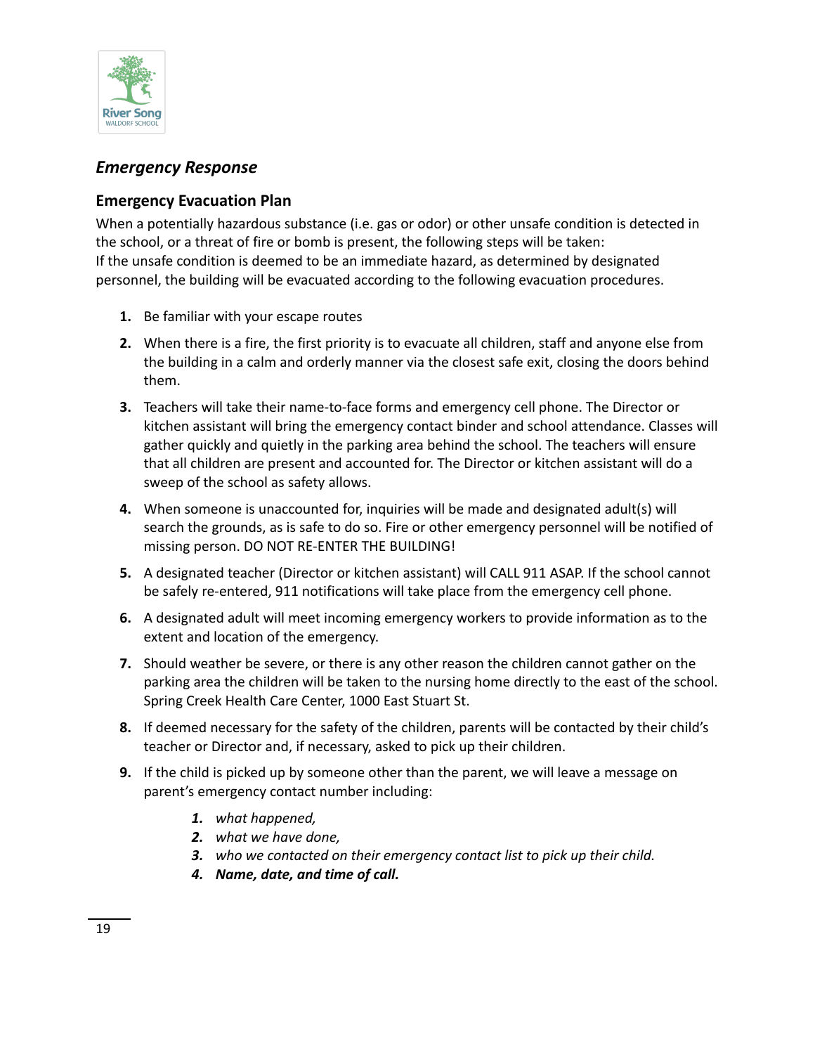## *Emergency Response*

### Emergency Evacuation Plan

When a potentially hazardous substance (i.e. gas or odor) or other unsafe condition is detected in the school, or a threat of fire or bomb is present, the following steps will be taken:
If the unsafe condition is deemed to be an immediate hazard, as determined by designated personnel, the building will be evacuated according to the following evacuation procedures.

1. Be familiar with your escape routes
2. When there is a fire, the first priority is to evacuate all children, staff and anyone else from the building in a calm and orderly manner via the closest safe exit, closing the doors behind them.
3. Teachers will take their name-to-face forms and emergency cell phone. The Director or kitchen assistant will bring the emergency contact binder and school attendance. Classes will gather quickly and quietly in the parking area behind the school. The teachers will ensure that all children are present and accounted for. The Director or kitchen assistant will do a sweep of the school as safety allows.
4. When someone is unaccounted for, inquiries will be made and designated adult(s) will search the grounds, as is safe to do so. Fire or other emergency personnel will be notified of missing person. DO NOT RE-ENTER THE BUILDING!
5. A designated teacher (Director or kitchen assistant) will CALL 911 ASAP. If the school cannot be safely re-entered, 911 notifications will take place from the emergency cell phone.
6. A designated adult will meet incoming emergency workers to provide information as to the extent and location of the emergency.
7. Should weather be severe, or there is any other reason the children cannot gather on the parking area the children will be taken to the nursing home directly to the east of the school. Spring Creek Health Care Center, 1000 East Stuart St.
8. If deemed necessary for the safety of the children, parents will be contacted by their child's teacher or Director and, if necessary, asked to pick up their children.
9. If the child is picked up by someone other than the parent, we will leave a message on parent's emergency contact number including:
    1. *what happened,*
    2. *what we have done,*
    3. *who we contacted on their emergency contact list to pick up their child.*
    4. ***Name, date, and time of call.***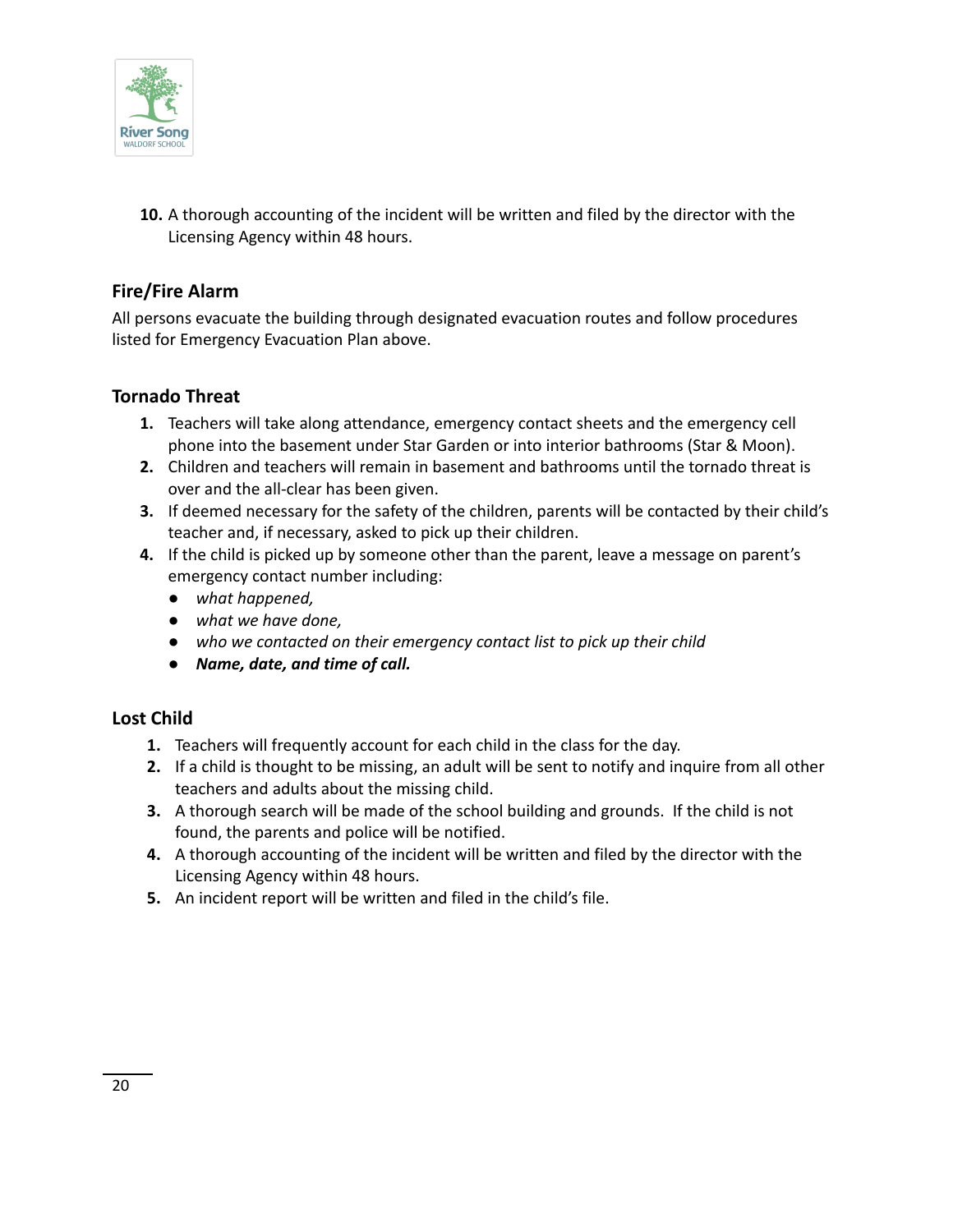10. A thorough accounting of the incident will be written and filed by the director with the Licensing Agency within 48 hours.

### Fire/Fire Alarm

All persons evacuate the building through designated evacuation routes and follow procedures listed for Emergency Evacuation Plan above.

### Tornado Threat

1. Teachers will take along attendance, emergency contact sheets and the emergency cell phone into the basement under Star Garden or into interior bathrooms (Star & Moon).
2. Children and teachers will remain in basement and bathrooms until the tornado threat is over and the all-clear has been given.
3. If deemed necessary for the safety of the children, parents will be contacted by their child's teacher and, if necessary, asked to pick up their children.
4. If the child is picked up by someone other than the parent, leave a message on parent's emergency contact number including:
   - *what happened,*
   - *what we have done,*
   - *who we contacted on their emergency contact list to pick up their child*
   - ***Name, date, and time of call.***

### Lost Child

1. Teachers will frequently account for each child in the class for the day.
2. If a child is thought to be missing, an adult will be sent to notify and inquire from all other teachers and adults about the missing child.
3. A thorough search will be made of the school building and grounds. If the child is not found, the parents and police will be notified.
4. A thorough accounting of the incident will be written and filed by the director with the Licensing Agency within 48 hours.
5. An incident report will be written and filed in the child's file.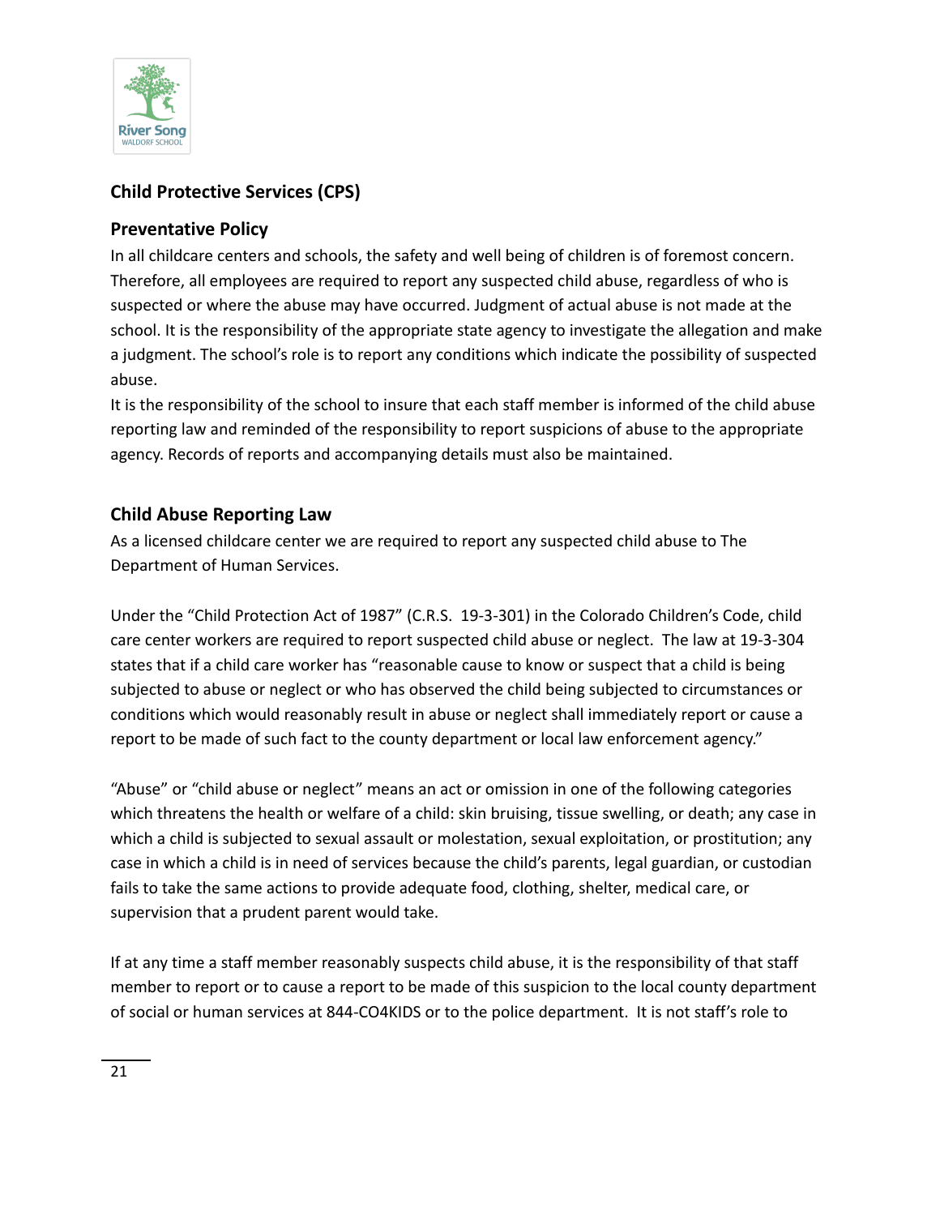## Child Protective Services (CPS)

### Preventative Policy

In all childcare centers and schools, the safety and well being of children is of foremost concern. Therefore, all employees are required to report any suspected child abuse, regardless of who is suspected or where the abuse may have occurred. Judgment of actual abuse is not made at the school. It is the responsibility of the appropriate state agency to investigate the allegation and make a judgment. The school's role is to report any conditions which indicate the possibility of suspected abuse.

It is the responsibility of the school to insure that each staff member is informed of the child abuse reporting law and reminded of the responsibility to report suspicions of abuse to the appropriate agency. Records of reports and accompanying details must also be maintained.

### Child Abuse Reporting Law

As a licensed childcare center we are required to report any suspected child abuse to The Department of Human Services.

Under the "Child Protection Act of 1987" (C.R.S. 19-3-301) in the Colorado Children's Code, child care center workers are required to report suspected child abuse or neglect. The law at 19-3-304 states that if a child care worker has "reasonable cause to know or suspect that a child is being subjected to abuse or neglect or who has observed the child being subjected to circumstances or conditions which would reasonably result in abuse or neglect shall immediately report or cause a report to be made of such fact to the county department or local law enforcement agency."

"Abuse" or "child abuse or neglect" means an act or omission in one of the following categories which threatens the health or welfare of a child: skin bruising, tissue swelling, or death; any case in which a child is subjected to sexual assault or molestation, sexual exploitation, or prostitution; any case in which a child is in need of services because the child's parents, legal guardian, or custodian fails to take the same actions to provide adequate food, clothing, shelter, medical care, or supervision that a prudent parent would take.

If at any time a staff member reasonably suspects child abuse, it is the responsibility of that staff member to report or to cause a report to be made of this suspicion to the local county department of social or human services at 844-CO4KIDS or to the police department. It is not staff's role to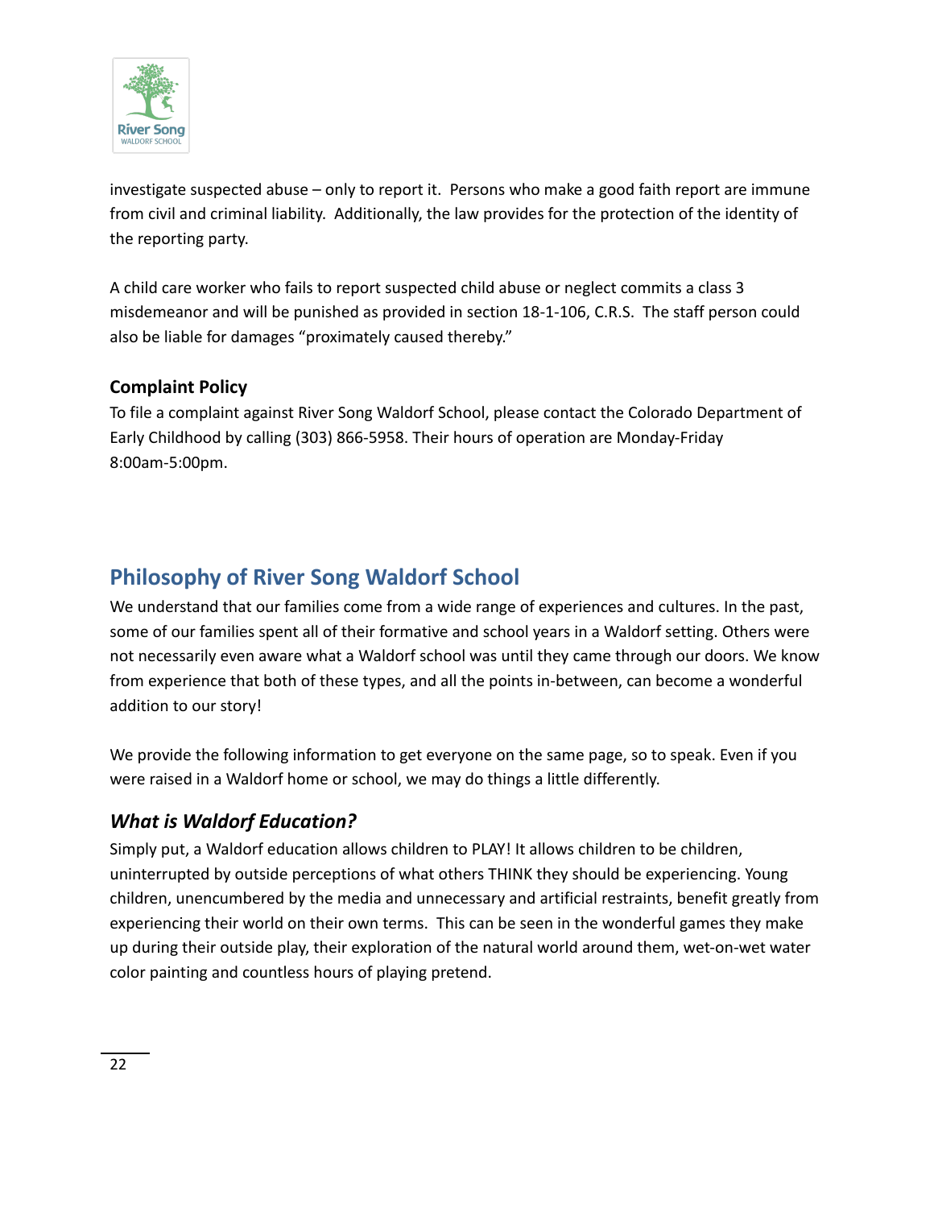investigate suspected abuse – only to report it. Persons who make a good faith report are immune from civil and criminal liability. Additionally, the law provides for the protection of the identity of the reporting party.

A child care worker who fails to report suspected child abuse or neglect commits a class 3 misdemeanor and will be punished as provided in section 18-1-106, C.R.S. The staff person could also be liable for damages "proximately caused thereby."

**Complaint Policy**

To file a complaint against River Song Waldorf School, please contact the Colorado Department of Early Childhood by calling (303) 866-5958. Their hours of operation are Monday-Friday 8:00am-5:00pm.

## Philosophy of River Song Waldorf School

We understand that our families come from a wide range of experiences and cultures. In the past, some of our families spent all of their formative and school years in a Waldorf setting. Others were not necessarily even aware what a Waldorf school was until they came through our doors. We know from experience that both of these types, and all the points in-between, can become a wonderful addition to our story!

We provide the following information to get everyone on the same page, so to speak. Even if you were raised in a Waldorf home or school, we may do things a little differently.

### *What is Waldorf Education?*

Simply put, a Waldorf education allows children to PLAY! It allows children to be children, uninterrupted by outside perceptions of what others THINK they should be experiencing. Young children, unencumbered by the media and unnecessary and artificial restraints, benefit greatly from experiencing their world on their own terms. This can be seen in the wonderful games they make up during their outside play, their exploration of the natural world around them, wet-on-wet water color painting and countless hours of playing pretend.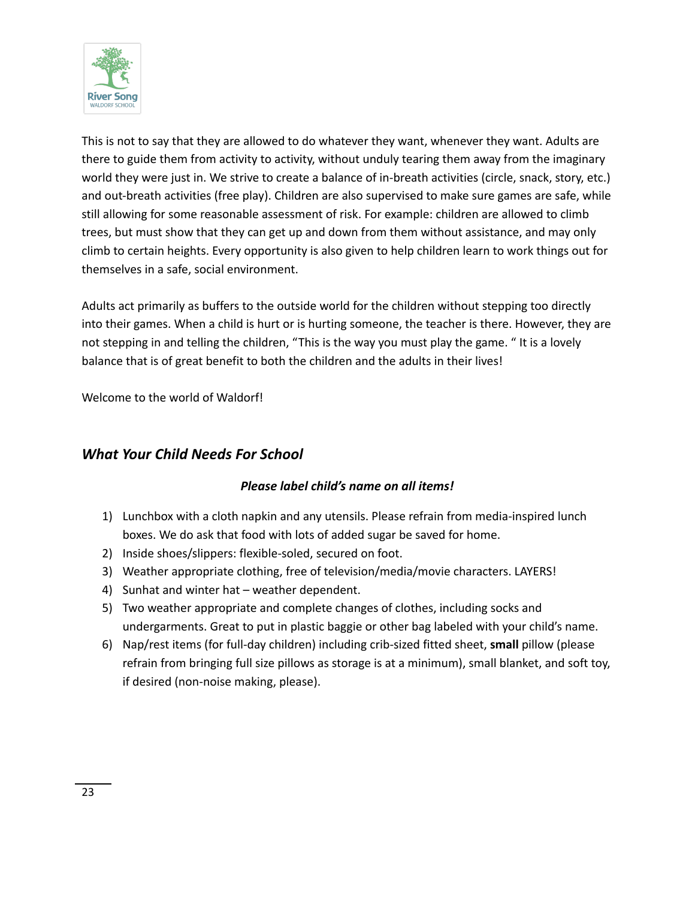This is not to say that they are allowed to do whatever they want, whenever they want. Adults are there to guide them from activity to activity, without unduly tearing them away from the imaginary world they were just in. We strive to create a balance of in-breath activities (circle, snack, story, etc.) and out-breath activities (free play). Children are also supervised to make sure games are safe, while still allowing for some reasonable assessment of risk. For example: children are allowed to climb trees, but must show that they can get up and down from them without assistance, and may only climb to certain heights. Every opportunity is also given to help children learn to work things out for themselves in a safe, social environment.

Adults act primarily as buffers to the outside world for the children without stepping too directly into their games. When a child is hurt or is hurting someone, the teacher is there. However, they are not stepping in and telling the children, "This is the way you must play the game. " It is a lovely balance that is of great benefit to both the children and the adults in their lives!

Welcome to the world of Waldorf!

## *What Your Child Needs For School*

***Please label child's name on all items!***

1) Lunchbox with a cloth napkin and any utensils. Please refrain from media-inspired lunch boxes. We do ask that food with lots of added sugar be saved for home.
2) Inside shoes/slippers: flexible-soled, secured on foot.
3) Weather appropriate clothing, free of television/media/movie characters. LAYERS!
4) Sunhat and winter hat – weather dependent.
5) Two weather appropriate and complete changes of clothes, including socks and undergarments. Great to put in plastic baggie or other bag labeled with your child's name.
6) Nap/rest items (for full-day children) including crib-sized fitted sheet, **small** pillow (please refrain from bringing full size pillows as storage is at a minimum), small blanket, and soft toy, if desired (non-noise making, please).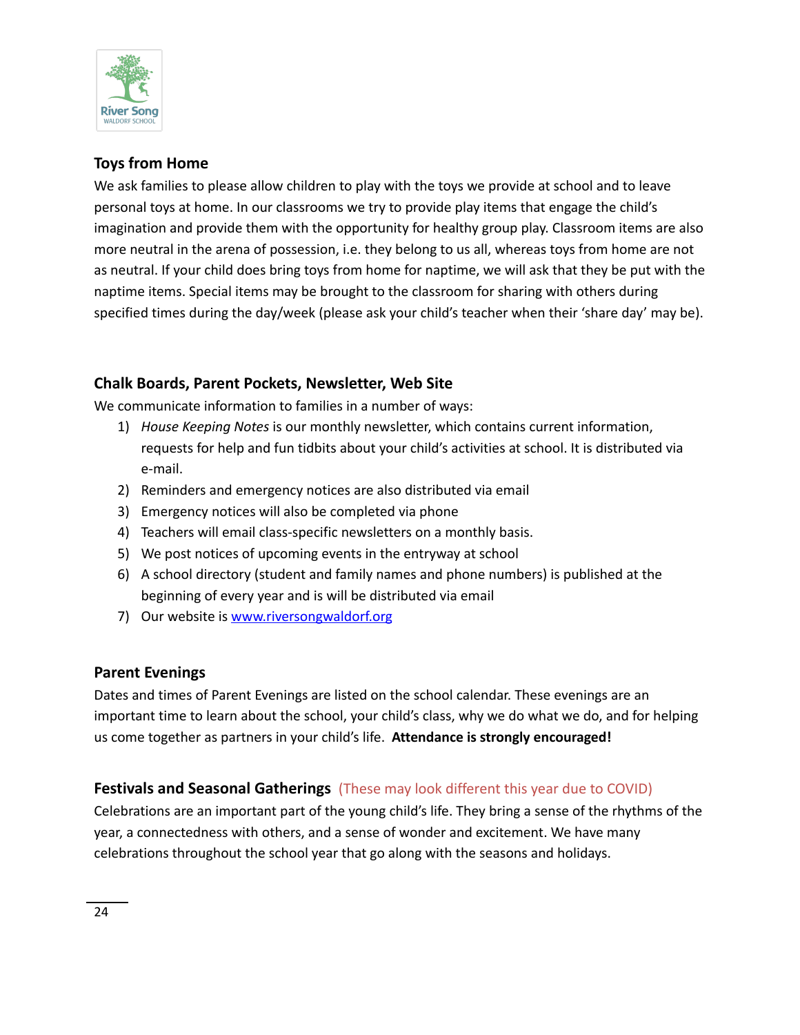## Toys from Home

We ask families to please allow children to play with the toys we provide at school and to leave personal toys at home. In our classrooms we try to provide play items that engage the child's imagination and provide them with the opportunity for healthy group play. Classroom items are also more neutral in the arena of possession, i.e. they belong to us all, whereas toys from home are not as neutral. If your child does bring toys from home for naptime, we will ask that they be put with the naptime items. Special items may be brought to the classroom for sharing with others during specified times during the day/week (please ask your child's teacher when their 'share day' may be).

## Chalk Boards, Parent Pockets, Newsletter, Web Site

We communicate information to families in a number of ways:

1) *House Keeping Notes* is our monthly newsletter, which contains current information, requests for help and fun tidbits about your child's activities at school. It is distributed via e-mail.
2) Reminders and emergency notices are also distributed via email
3) Emergency notices will also be completed via phone
4) Teachers will email class-specific newsletters on a monthly basis.
5) We post notices of upcoming events in the entryway at school
6) A school directory (student and family names and phone numbers) is published at the beginning of every year and is will be distributed via email
7) Our website is [www.riversongwaldorf.org](http://www.riversongwaldorf.org)

## Parent Evenings

Dates and times of Parent Evenings are listed on the school calendar. These evenings are an important time to learn about the school, your child's class, why we do what we do, and for helping us come together as partners in your child's life. **Attendance is strongly encouraged!**

## Festivals and Seasonal Gatherings (These may look different this year due to COVID)

Celebrations are an important part of the young child's life. They bring a sense of the rhythms of the year, a connectedness with others, and a sense of wonder and excitement. We have many celebrations throughout the school year that go along with the seasons and holidays.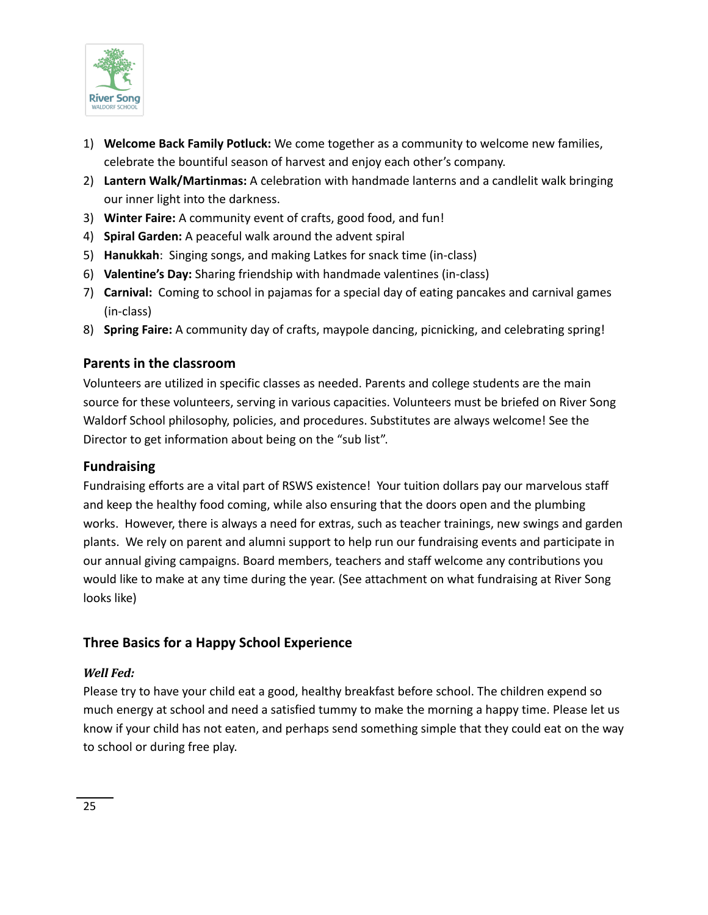1) **Welcome Back Family Potluck:** We come together as a community to welcome new families, celebrate the bountiful season of harvest and enjoy each other's company.
2) **Lantern Walk/Martinmas:** A celebration with handmade lanterns and a candlelit walk bringing our inner light into the darkness.
3) **Winter Faire:** A community event of crafts, good food, and fun!
4) **Spiral Garden:** A peaceful walk around the advent spiral
5) **Hanukkah**: Singing songs, and making Latkes for snack time (in-class)
6) **Valentine's Day:** Sharing friendship with handmade valentines (in-class)
7) **Carnival:** Coming to school in pajamas for a special day of eating pancakes and carnival games (in-class)
8) **Spring Faire:** A community day of crafts, maypole dancing, picnicking, and celebrating spring!

### Parents in the classroom

Volunteers are utilized in specific classes as needed. Parents and college students are the main source for these volunteers, serving in various capacities. Volunteers must be briefed on River Song Waldorf School philosophy, policies, and procedures. Substitutes are always welcome! See the Director to get information about being on the "sub list".

### Fundraising

Fundraising efforts are a vital part of RSWS existence! Your tuition dollars pay our marvelous staff and keep the healthy food coming, while also ensuring that the doors open and the plumbing works. However, there is always a need for extras, such as teacher trainings, new swings and garden plants. We rely on parent and alumni support to help run our fundraising events and participate in our annual giving campaigns. Board members, teachers and staff welcome any contributions you would like to make at any time during the year. (See attachment on what fundraising at River Song looks like)

### Three Basics for a Happy School Experience

***Well Fed:***

Please try to have your child eat a good, healthy breakfast before school. The children expend so much energy at school and need a satisfied tummy to make the morning a happy time. Please let us know if your child has not eaten, and perhaps send something simple that they could eat on the way to school or during free play.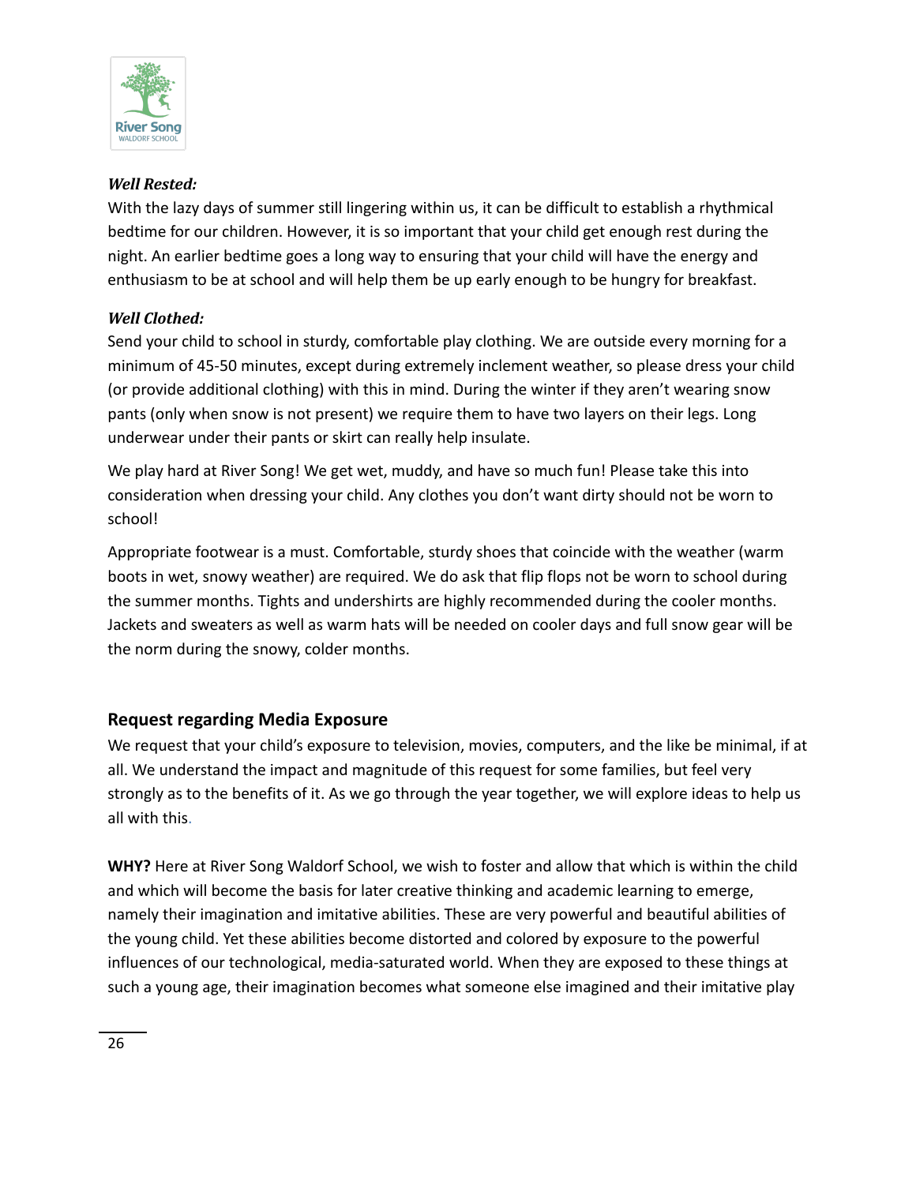***Well Rested:***
With the lazy days of summer still lingering within us, it can be difficult to establish a rhythmical bedtime for our children. However, it is so important that your child get enough rest during the night. An earlier bedtime goes a long way to ensuring that your child will have the energy and enthusiasm to be at school and will help them be up early enough to be hungry for breakfast.

***Well Clothed:***
Send your child to school in sturdy, comfortable play clothing. We are outside every morning for a minimum of 45-50 minutes, except during extremely inclement weather, so please dress your child (or provide additional clothing) with this in mind. During the winter if they aren't wearing snow pants (only when snow is not present) we require them to have two layers on their legs. Long underwear under their pants or skirt can really help insulate.

We play hard at River Song! We get wet, muddy, and have so much fun! Please take this into consideration when dressing your child. Any clothes you don't want dirty should not be worn to school!

Appropriate footwear is a must. Comfortable, sturdy shoes that coincide with the weather (warm boots in wet, snowy weather) are required. We do ask that flip flops not be worn to school during the summer months. Tights and undershirts are highly recommended during the cooler months. Jackets and sweaters as well as warm hats will be needed on cooler days and full snow gear will be the norm during the snowy, colder months.

## Request regarding Media Exposure

We request that your child's exposure to television, movies, computers, and the like be minimal, if at all. We understand the impact and magnitude of this request for some families, but feel very strongly as to the benefits of it. As we go through the year together, we will explore ideas to help us all with this.

**WHY?** Here at River Song Waldorf School, we wish to foster and allow that which is within the child and which will become the basis for later creative thinking and academic learning to emerge, namely their imagination and imitative abilities. These are very powerful and beautiful abilities of the young child. Yet these abilities become distorted and colored by exposure to the powerful influences of our technological, media-saturated world. When they are exposed to these things at such a young age, their imagination becomes what someone else imagined and their imitative play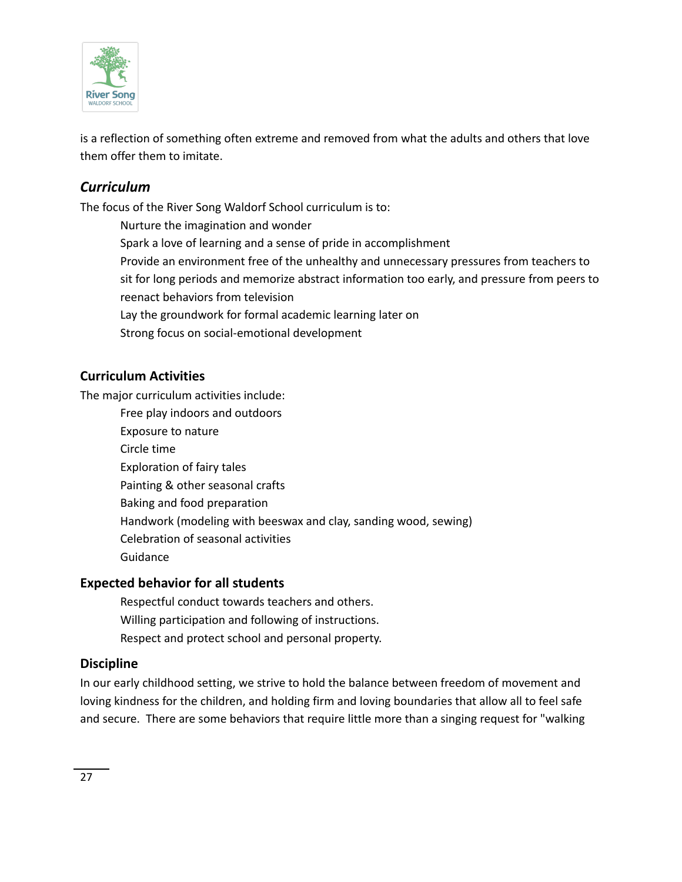is a reflection of something often extreme and removed from what the adults and others that love them offer them to imitate.

## *Curriculum*

The focus of the River Song Waldorf School curriculum is to:

- Nurture the imagination and wonder
- Spark a love of learning and a sense of pride in accomplishment
- Provide an environment free of the unhealthy and unnecessary pressures from teachers to sit for long periods and memorize abstract information too early, and pressure from peers to reenact behaviors from television
- Lay the groundwork for formal academic learning later on
- Strong focus on social-emotional development

### Curriculum Activities

The major curriculum activities include:

- Free play indoors and outdoors
- Exposure to nature
- Circle time
- Exploration of fairy tales
- Painting & other seasonal crafts
- Baking and food preparation
- Handwork (modeling with beeswax and clay, sanding wood, sewing)
- Celebration of seasonal activities
- Guidance

### Expected behavior for all students

- Respectful conduct towards teachers and others.
- Willing participation and following of instructions.
- Respect and protect school and personal property.

### Discipline

In our early childhood setting, we strive to hold the balance between freedom of movement and loving kindness for the children, and holding firm and loving boundaries that allow all to feel safe and secure. There are some behaviors that require little more than a singing request for "walking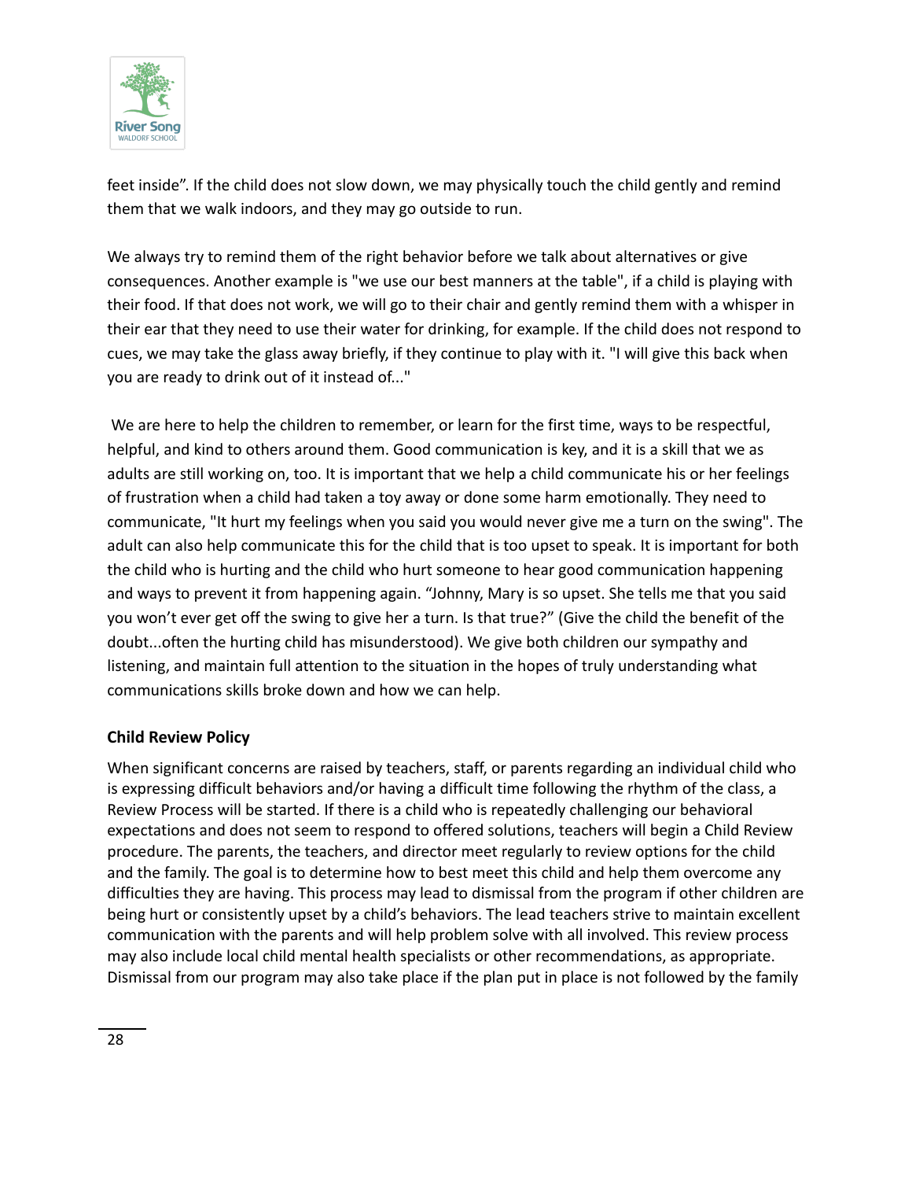feet inside". If the child does not slow down, we may physically touch the child gently and remind them that we walk indoors, and they may go outside to run.

We always try to remind them of the right behavior before we talk about alternatives or give consequences. Another example is "we use our best manners at the table", if a child is playing with their food. If that does not work, we will go to their chair and gently remind them with a whisper in their ear that they need to use their water for drinking, for example. If the child does not respond to cues, we may take the glass away briefly, if they continue to play with it. "I will give this back when you are ready to drink out of it instead of..."

We are here to help the children to remember, or learn for the first time, ways to be respectful, helpful, and kind to others around them. Good communication is key, and it is a skill that we as adults are still working on, too. It is important that we help a child communicate his or her feelings of frustration when a child had taken a toy away or done some harm emotionally. They need to communicate, "It hurt my feelings when you said you would never give me a turn on the swing". The adult can also help communicate this for the child that is too upset to speak. It is important for both the child who is hurting and the child who hurt someone to hear good communication happening and ways to prevent it from happening again. "Johnny, Mary is so upset. She tells me that you said you won't ever get off the swing to give her a turn. Is that true?" (Give the child the benefit of the doubt...often the hurting child has misunderstood). We give both children our sympathy and listening, and maintain full attention to the situation in the hopes of truly understanding what communications skills broke down and how we can help.

**Child Review Policy**

When significant concerns are raised by teachers, staff, or parents regarding an individual child who is expressing difficult behaviors and/or having a difficult time following the rhythm of the class, a Review Process will be started. If there is a child who is repeatedly challenging our behavioral expectations and does not seem to respond to offered solutions, teachers will begin a Child Review procedure. The parents, the teachers, and director meet regularly to review options for the child and the family. The goal is to determine how to best meet this child and help them overcome any difficulties they are having. This process may lead to dismissal from the program if other children are being hurt or consistently upset by a child's behaviors. The lead teachers strive to maintain excellent communication with the parents and will help problem solve with all involved. This review process may also include local child mental health specialists or other recommendations, as appropriate. Dismissal from our program may also take place if the plan put in place is not followed by the family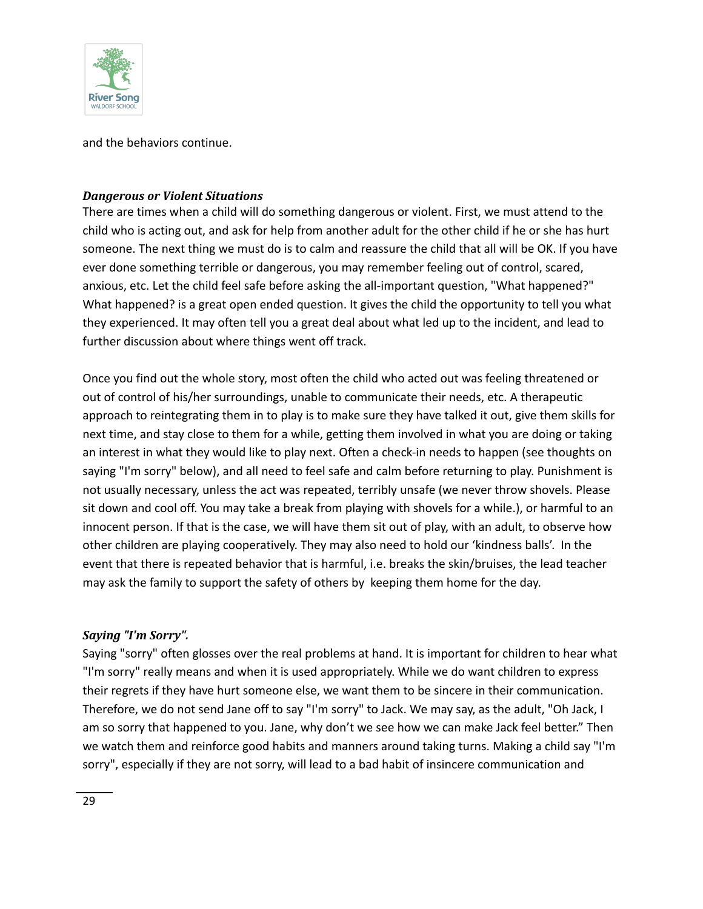and the behaviors continue.

***Dangerous or Violent Situations***

There are times when a child will do something dangerous or violent. First, we must attend to the child who is acting out, and ask for help from another adult for the other child if he or she has hurt someone. The next thing we must do is to calm and reassure the child that all will be OK. If you have ever done something terrible or dangerous, you may remember feeling out of control, scared, anxious, etc. Let the child feel safe before asking the all-important question, "What happened?" What happened? is a great open ended question. It gives the child the opportunity to tell you what they experienced. It may often tell you a great deal about what led up to the incident, and lead to further discussion about where things went off track.

Once you find out the whole story, most often the child who acted out was feeling threatened or out of control of his/her surroundings, unable to communicate their needs, etc. A therapeutic approach to reintegrating them in to play is to make sure they have talked it out, give them skills for next time, and stay close to them for a while, getting them involved in what you are doing or taking an interest in what they would like to play next. Often a check-in needs to happen (see thoughts on saying "I'm sorry" below), and all need to feel safe and calm before returning to play. Punishment is not usually necessary, unless the act was repeated, terribly unsafe (we never throw shovels. Please sit down and cool off. You may take a break from playing with shovels for a while.), or harmful to an innocent person. If that is the case, we will have them sit out of play, with an adult, to observe how other children are playing cooperatively. They may also need to hold our 'kindness balls'. In the event that there is repeated behavior that is harmful, i.e. breaks the skin/bruises, the lead teacher may ask the family to support the safety of others by keeping them home for the day.

***Saying "I'm Sorry".***

Saying "sorry" often glosses over the real problems at hand. It is important for children to hear what "I'm sorry" really means and when it is used appropriately. While we do want children to express their regrets if they have hurt someone else, we want them to be sincere in their communication. Therefore, we do not send Jane off to say "I'm sorry" to Jack. We may say, as the adult, "Oh Jack, I am so sorry that happened to you. Jane, why don't we see how we can make Jack feel better." Then we watch them and reinforce good habits and manners around taking turns. Making a child say "I'm sorry", especially if they are not sorry, will lead to a bad habit of insincere communication and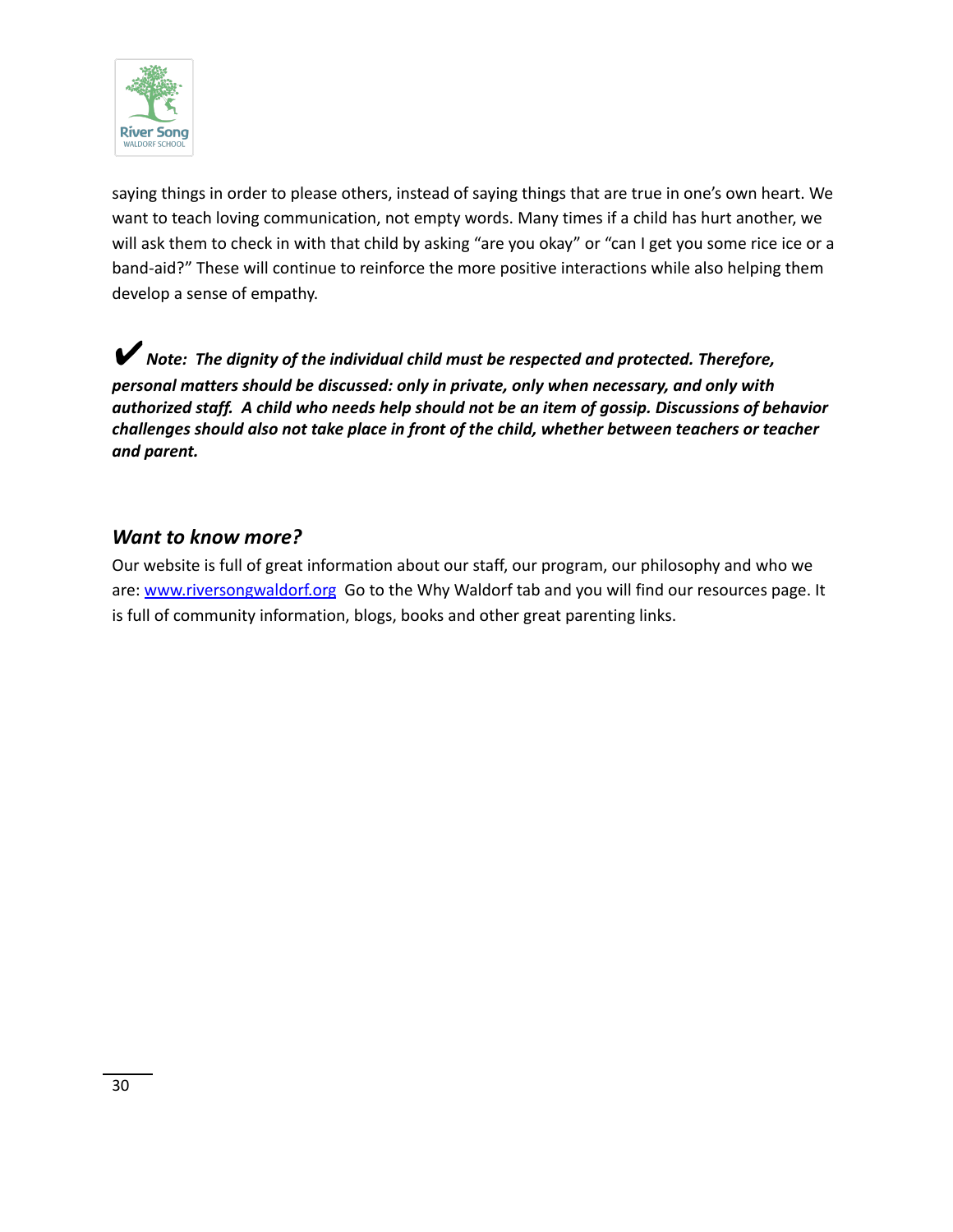saying things in order to please others, instead of saying things that are true in one's own heart. We want to teach loving communication, not empty words. Many times if a child has hurt another, we will ask them to check in with that child by asking "are you okay" or "can I get you some rice ice or a band-aid?" These will continue to reinforce the more positive interactions while also helping them develop a sense of empathy.

✔ ***Note: The dignity of the individual child must be respected and protected. Therefore, personal matters should be discussed: only in private, only when necessary, and only with authorized staff. A child who needs help should not be an item of gossip. Discussions of behavior challenges should also not take place in front of the child, whether between teachers or teacher and parent.***

### *Want to know more?*

Our website is full of great information about our staff, our program, our philosophy and who we are: [www.riversongwaldorf.org](http://www.riversongwaldorf.org) Go to the Why Waldorf tab and you will find our resources page. It is full of community information, blogs, books and other great parenting links.